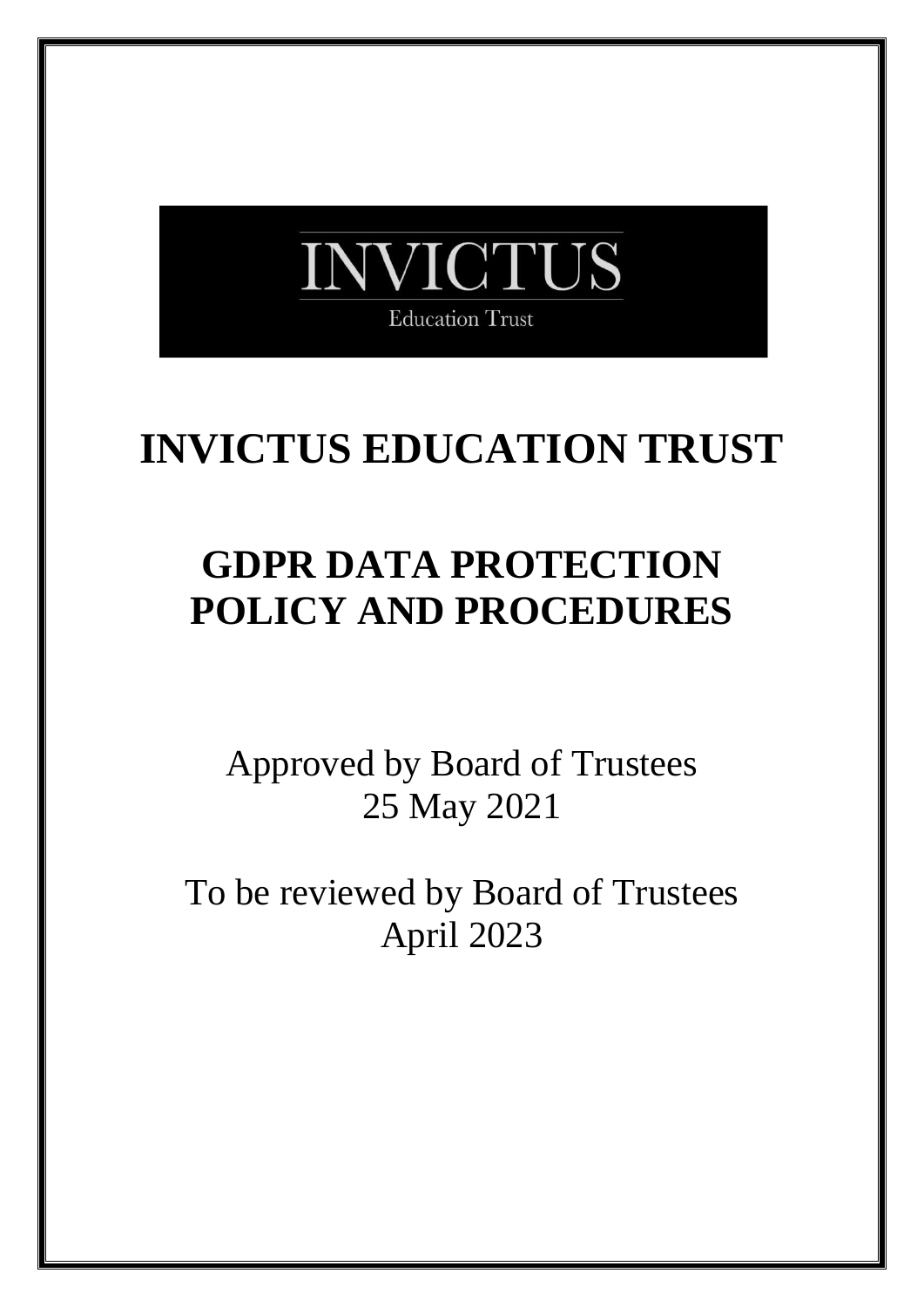INVICTUS

Education Trust

# INVICTUS EDUCATION TRUST

## GDPR DATA PROTECTION POLICY AND PROCEDURES

Approved by Board of Trustees
25 May 2021

To be reviewed by Board of Trustees
April 2023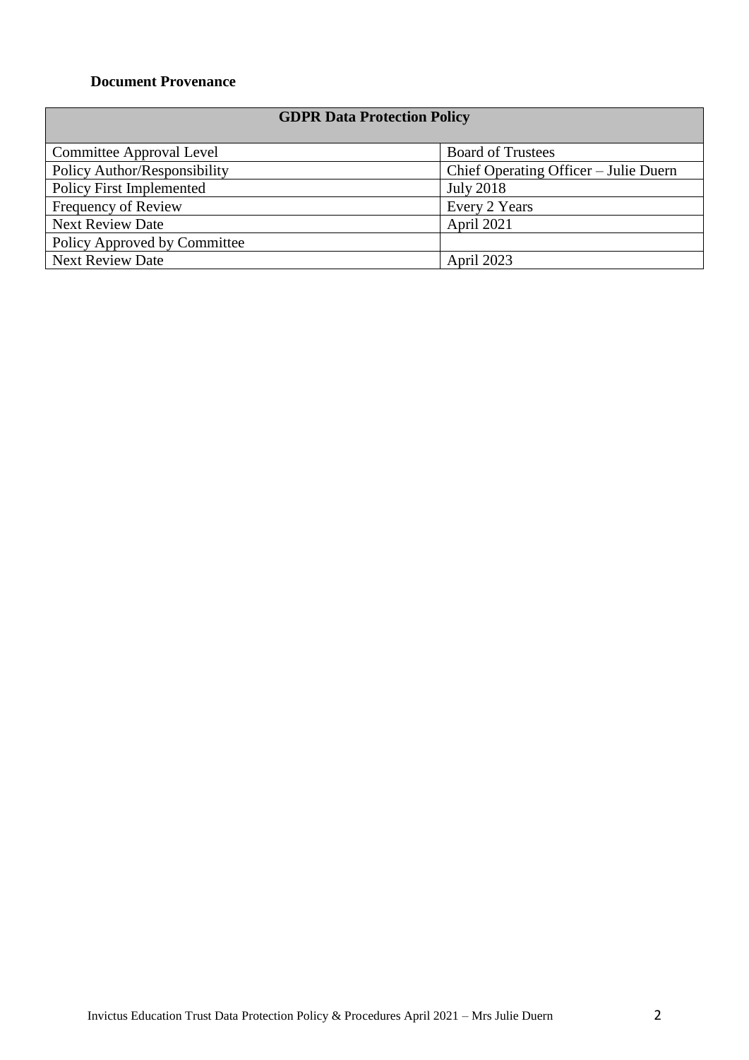**Document Provenance**

| GDPR Data Protection Policy | |
|---|---|
| Committee Approval Level | Board of Trustees |
| Policy Author/Responsibility | Chief Operating Officer – Julie Duern |
| Policy First Implemented | July 2018 |
| Frequency of Review | Every 2 Years |
| Next Review Date | April 2021 |
| Policy Approved by Committee | |
| Next Review Date | April 2023 |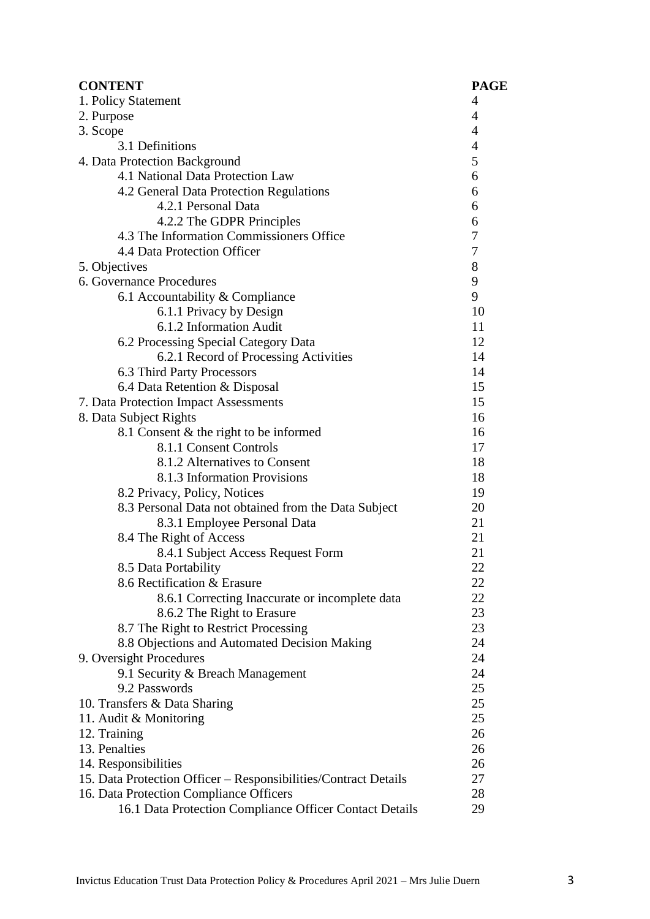| **CONTENT** | **PAGE** |
|---|---|
| 1. Policy Statement | 4 |
| 2. Purpose | 4 |
| 3. Scope | 4 |
| 3.1 Definitions | 4 |
| 4. Data Protection Background | 5 |
| 4.1 National Data Protection Law | 6 |
| 4.2 General Data Protection Regulations | 6 |
| 4.2.1 Personal Data | 6 |
| 4.2.2 The GDPR Principles | 6 |
| 4.3 The Information Commissioners Office | 7 |
| 4.4 Data Protection Officer | 7 |
| 5. Objectives | 8 |
| 6. Governance Procedures | 9 |
| 6.1 Accountability & Compliance | 9 |
| 6.1.1 Privacy by Design | 10 |
| 6.1.2 Information Audit | 11 |
| 6.2 Processing Special Category Data | 12 |
| 6.2.1 Record of Processing Activities | 14 |
| 6.3 Third Party Processors | 14 |
| 6.4 Data Retention & Disposal | 15 |
| 7. Data Protection Impact Assessments | 15 |
| 8. Data Subject Rights | 16 |
| 8.1 Consent & the right to be informed | 16 |
| 8.1.1 Consent Controls | 17 |
| 8.1.2 Alternatives to Consent | 18 |
| 8.1.3 Information Provisions | 18 |
| 8.2 Privacy, Policy, Notices | 19 |
| 8.3 Personal Data not obtained from the Data Subject | 20 |
| 8.3.1 Employee Personal Data | 21 |
| 8.4 The Right of Access | 21 |
| 8.4.1 Subject Access Request Form | 21 |
| 8.5 Data Portability | 22 |
| 8.6 Rectification & Erasure | 22 |
| 8.6.1 Correcting Inaccurate or incomplete data | 22 |
| 8.6.2 The Right to Erasure | 23 |
| 8.7 The Right to Restrict Processing | 23 |
| 8.8 Objections and Automated Decision Making | 24 |
| 9. Oversight Procedures | 24 |
| 9.1 Security & Breach Management | 24 |
| 9.2 Passwords | 25 |
| 10. Transfers & Data Sharing | 25 |
| 11. Audit & Monitoring | 25 |
| 12. Training | 26 |
| 13. Penalties | 26 |
| 14. Responsibilities | 26 |
| 15. Data Protection Officer – Responsibilities/Contract Details | 27 |
| 16. Data Protection Compliance Officers | 28 |
| 16.1 Data Protection Compliance Officer Contact Details | 29 |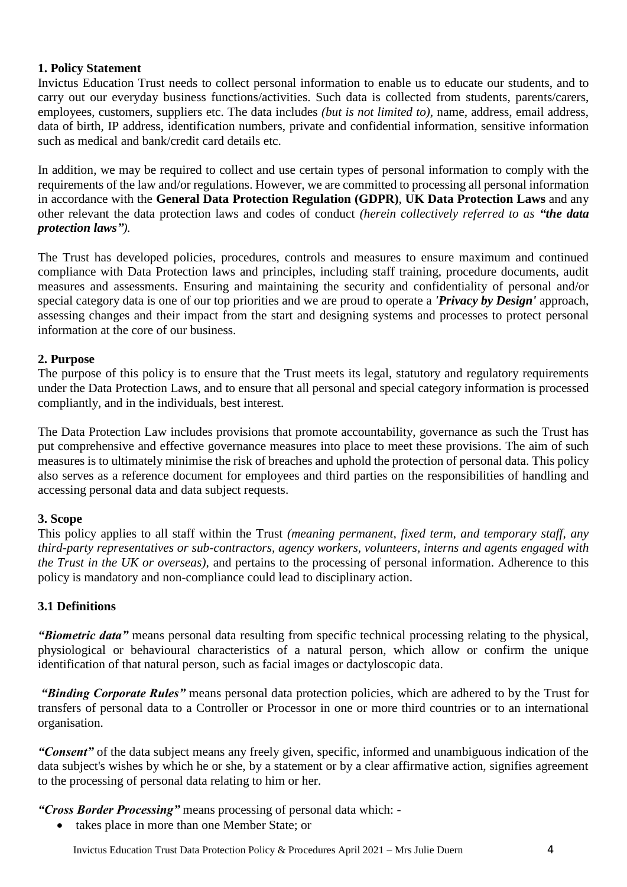## 1. Policy Statement

Invictus Education Trust needs to collect personal information to enable us to educate our students, and to carry out our everyday business functions/activities. Such data is collected from students, parents/carers, employees, customers, suppliers etc. The data includes *(but is not limited to)*, name, address, email address, data of birth, IP address, identification numbers, private and confidential information, sensitive information such as medical and bank/credit card details etc.

In addition, we may be required to collect and use certain types of personal information to comply with the requirements of the law and/or regulations. However, we are committed to processing all personal information in accordance with the **General Data Protection Regulation (GDPR)**, **UK Data Protection Laws** and any other relevant the data protection laws and codes of conduct *(herein collectively referred to as* ***"the data protection laws")****.*

The Trust has developed policies, procedures, controls and measures to ensure maximum and continued compliance with Data Protection laws and principles, including staff training, procedure documents, audit measures and assessments. Ensuring and maintaining the security and confidentiality of personal and/or special category data is one of our top priorities and we are proud to operate a ***'Privacy by Design'*** approach, assessing changes and their impact from the start and designing systems and processes to protect personal information at the core of our business.

## 2. Purpose

The purpose of this policy is to ensure that the Trust meets its legal, statutory and regulatory requirements under the Data Protection Laws, and to ensure that all personal and special category information is processed compliantly, and in the individuals, best interest.

The Data Protection Law includes provisions that promote accountability, governance as such the Trust has put comprehensive and effective governance measures into place to meet these provisions. The aim of such measures is to ultimately minimise the risk of breaches and uphold the protection of personal data. This policy also serves as a reference document for employees and third parties on the responsibilities of handling and accessing personal data and data subject requests.

## 3. Scope

This policy applies to all staff within the Trust *(meaning permanent, fixed term, and temporary staff, any third-party representatives or sub-contractors, agency workers, volunteers, interns and agents engaged with the Trust in the UK or overseas),* and pertains to the processing of personal information. Adherence to this policy is mandatory and non-compliance could lead to disciplinary action.

### 3.1 Definitions

***"Biometric data"*** means personal data resulting from specific technical processing relating to the physical, physiological or behavioural characteristics of a natural person, which allow or confirm the unique identification of that natural person, such as facial images or dactyloscopic data.

***"Binding Corporate Rules"*** means personal data protection policies, which are adhered to by the Trust for transfers of personal data to a Controller or Processor in one or more third countries or to an international organisation.

***"Consent"*** of the data subject means any freely given, specific, informed and unambiguous indication of the data subject's wishes by which he or she, by a statement or by a clear affirmative action, signifies agreement to the processing of personal data relating to him or her.

***"Cross Border Processing"*** means processing of personal data which: -

- takes place in more than one Member State; or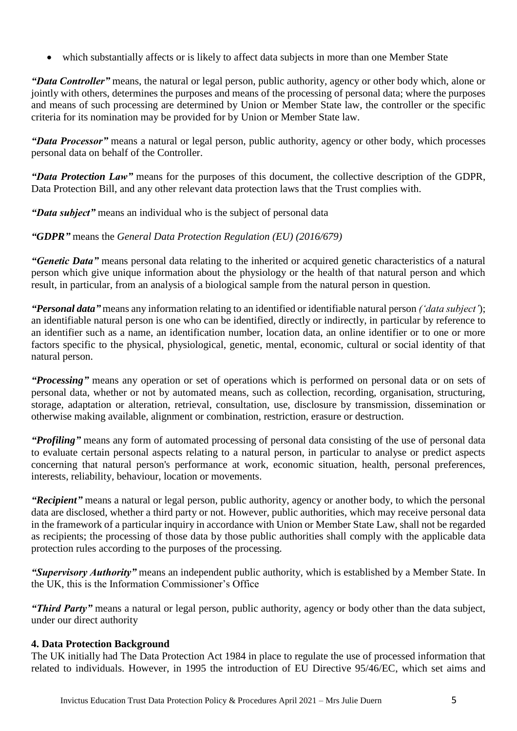- which substantially affects or is likely to affect data subjects in more than one Member State

***"Data Controller"*** means, the natural or legal person, public authority, agency or other body which, alone or jointly with others, determines the purposes and means of the processing of personal data; where the purposes and means of such processing are determined by Union or Member State law, the controller or the specific criteria for its nomination may be provided for by Union or Member State law.

***"Data Processor"*** means a natural or legal person, public authority, agency or other body, which processes personal data on behalf of the Controller.

***"Data Protection Law"*** means for the purposes of this document, the collective description of the GDPR, Data Protection Bill, and any other relevant data protection laws that the Trust complies with.

***"Data subject"*** means an individual who is the subject of personal data

***"GDPR"*** means the *General Data Protection Regulation (EU) (2016/679)*

***"Genetic Data"*** means personal data relating to the inherited or acquired genetic characteristics of a natural person which give unique information about the physiology or the health of that natural person and which result, in particular, from an analysis of a biological sample from the natural person in question.

***"Personal data"*** means any information relating to an identified or identifiable natural person *('data subject'*); an identifiable natural person is one who can be identified, directly or indirectly, in particular by reference to an identifier such as a name, an identification number, location data, an online identifier or to one or more factors specific to the physical, physiological, genetic, mental, economic, cultural or social identity of that natural person.

***"Processing"*** means any operation or set of operations which is performed on personal data or on sets of personal data, whether or not by automated means, such as collection, recording, organisation, structuring, storage, adaptation or alteration, retrieval, consultation, use, disclosure by transmission, dissemination or otherwise making available, alignment or combination, restriction, erasure or destruction.

***"Profiling"*** means any form of automated processing of personal data consisting of the use of personal data to evaluate certain personal aspects relating to a natural person, in particular to analyse or predict aspects concerning that natural person's performance at work, economic situation, health, personal preferences, interests, reliability, behaviour, location or movements.

***"Recipient"*** means a natural or legal person, public authority, agency or another body, to which the personal data are disclosed, whether a third party or not. However, public authorities, which may receive personal data in the framework of a particular inquiry in accordance with Union or Member State Law, shall not be regarded as recipients; the processing of those data by those public authorities shall comply with the applicable data protection rules according to the purposes of the processing.

***"Supervisory Authority"*** means an independent public authority, which is established by a Member State. In the UK, this is the Information Commissioner's Office

***"Third Party"*** means a natural or legal person, public authority, agency or body other than the data subject, under our direct authority

**4. Data Protection Background**

The UK initially had The Data Protection Act 1984 in place to regulate the use of processed information that related to individuals. However, in 1995 the introduction of EU Directive 95/46/EC, which set aims and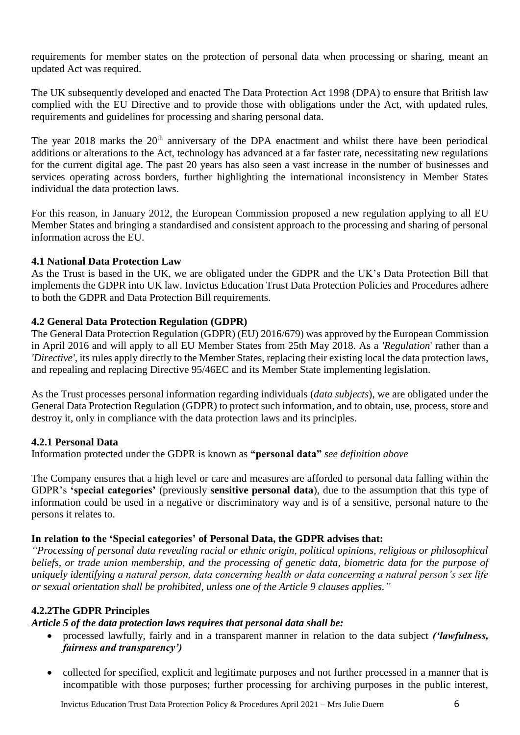requirements for member states on the protection of personal data when processing or sharing, meant an updated Act was required.

The UK subsequently developed and enacted The Data Protection Act 1998 (DPA) to ensure that British law complied with the EU Directive and to provide those with obligations under the Act, with updated rules, requirements and guidelines for processing and sharing personal data.

The year 2018 marks the 20th anniversary of the DPA enactment and whilst there have been periodical additions or alterations to the Act, technology has advanced at a far faster rate, necessitating new regulations for the current digital age. The past 20 years has also seen a vast increase in the number of businesses and services operating across borders, further highlighting the international inconsistency in Member States individual the data protection laws.

For this reason, in January 2012, the European Commission proposed a new regulation applying to all EU Member States and bringing a standardised and consistent approach to the processing and sharing of personal information across the EU.

### 4.1 National Data Protection Law

As the Trust is based in the UK, we are obligated under the GDPR and the UK's Data Protection Bill that implements the GDPR into UK law. Invictus Education Trust Data Protection Policies and Procedures adhere to both the GDPR and Data Protection Bill requirements.

### 4.2 General Data Protection Regulation (GDPR)

The General Data Protection Regulation (GDPR) (EU) 2016/679) was approved by the European Commission in April 2016 and will apply to all EU Member States from 25th May 2018. As a *'Regulation'* rather than a *'Directive'*, its rules apply directly to the Member States, replacing their existing local the data protection laws, and repealing and replacing Directive 95/46EC and its Member State implementing legislation.

As the Trust processes personal information regarding individuals (*data subjects*), we are obligated under the General Data Protection Regulation (GDPR) to protect such information, and to obtain, use, process, store and destroy it, only in compliance with the data protection laws and its principles.

#### 4.2.1 Personal Data

Information protected under the GDPR is known as **"personal data"** *see definition above*

The Company ensures that a high level or care and measures are afforded to personal data falling within the GDPR's **'special categories'** (previously **sensitive personal data**), due to the assumption that this type of information could be used in a negative or discriminatory way and is of a sensitive, personal nature to the persons it relates to.

**In relation to the 'Special categories' of Personal Data, the GDPR advises that:**

*"Processing of personal data revealing racial or ethnic origin, political opinions, religious or philosophical beliefs, or trade union membership, and the processing of genetic data, biometric data for the purpose of uniquely identifying a natural person, data concerning health or data concerning a natural person's sex life or sexual orientation shall be prohibited, unless one of the Article 9 clauses applies."*

#### 4.2.2The GDPR Principles

***Article 5 of the data protection laws requires that personal data shall be:***

- processed lawfully, fairly and in a transparent manner in relation to the data subject ***('lawfulness, fairness and transparency')***
- collected for specified, explicit and legitimate purposes and not further processed in a manner that is incompatible with those purposes; further processing for archiving purposes in the public interest,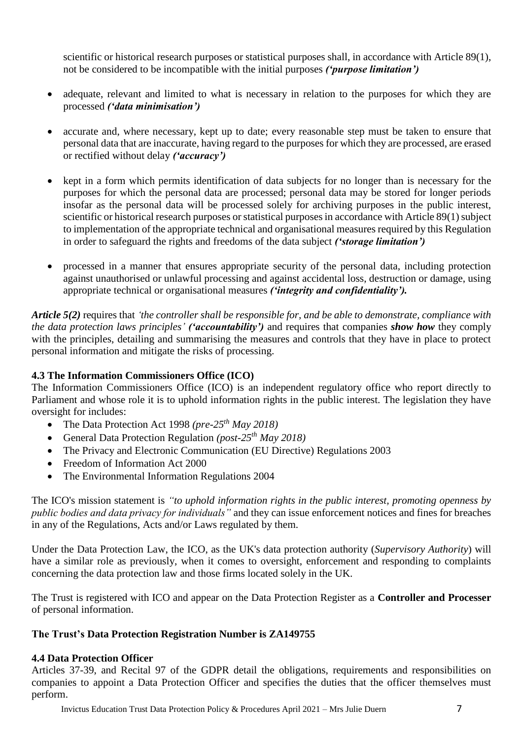scientific or historical research purposes or statistical purposes shall, in accordance with Article 89(1), not be considered to be incompatible with the initial purposes ***('purpose limitation')***

- adequate, relevant and limited to what is necessary in relation to the purposes for which they are processed ***('data minimisation')***
- accurate and, where necessary, kept up to date; every reasonable step must be taken to ensure that personal data that are inaccurate, having regard to the purposes for which they are processed, are erased or rectified without delay ***('accuracy')***
- kept in a form which permits identification of data subjects for no longer than is necessary for the purposes for which the personal data are processed; personal data may be stored for longer periods insofar as the personal data will be processed solely for archiving purposes in the public interest, scientific or historical research purposes or statistical purposes in accordance with Article 89(1) subject to implementation of the appropriate technical and organisational measures required by this Regulation in order to safeguard the rights and freedoms of the data subject ***('storage limitation')***
- processed in a manner that ensures appropriate security of the personal data, including protection against unauthorised or unlawful processing and against accidental loss, destruction or damage, using appropriate technical or organisational measures ***('integrity and confidentiality').***

***Article 5(2)*** requires that *'the controller shall be responsible for, and be able to demonstrate, compliance with the data protection laws principles'* ***('accountability')*** and requires that companies ***show how*** they comply with the principles, detailing and summarising the measures and controls that they have in place to protect personal information and mitigate the risks of processing.

### 4.3 The Information Commissioners Office (ICO)

The Information Commissioners Office (ICO) is an independent regulatory office who report directly to Parliament and whose role it is to uphold information rights in the public interest. The legislation they have oversight for includes:

- The Data Protection Act 1998 *(pre-25th May 2018)*
- General Data Protection Regulation *(post-25th May 2018)*
- The Privacy and Electronic Communication (EU Directive) Regulations 2003
- Freedom of Information Act 2000
- The Environmental Information Regulations 2004

The ICO's mission statement is *"to uphold information rights in the public interest, promoting openness by public bodies and data privacy for individuals"* and they can issue enforcement notices and fines for breaches in any of the Regulations, Acts and/or Laws regulated by them.

Under the Data Protection Law, the ICO, as the UK's data protection authority (*Supervisory Authority*) will have a similar role as previously, when it comes to oversight, enforcement and responding to complaints concerning the data protection law and those firms located solely in the UK.

The Trust is registered with ICO and appear on the Data Protection Register as a **Controller and Processer** of personal information.

**The Trust's Data Protection Registration Number is ZA149755**

### 4.4 Data Protection Officer

Articles 37-39, and Recital 97 of the GDPR detail the obligations, requirements and responsibilities on companies to appoint a Data Protection Officer and specifies the duties that the officer themselves must perform.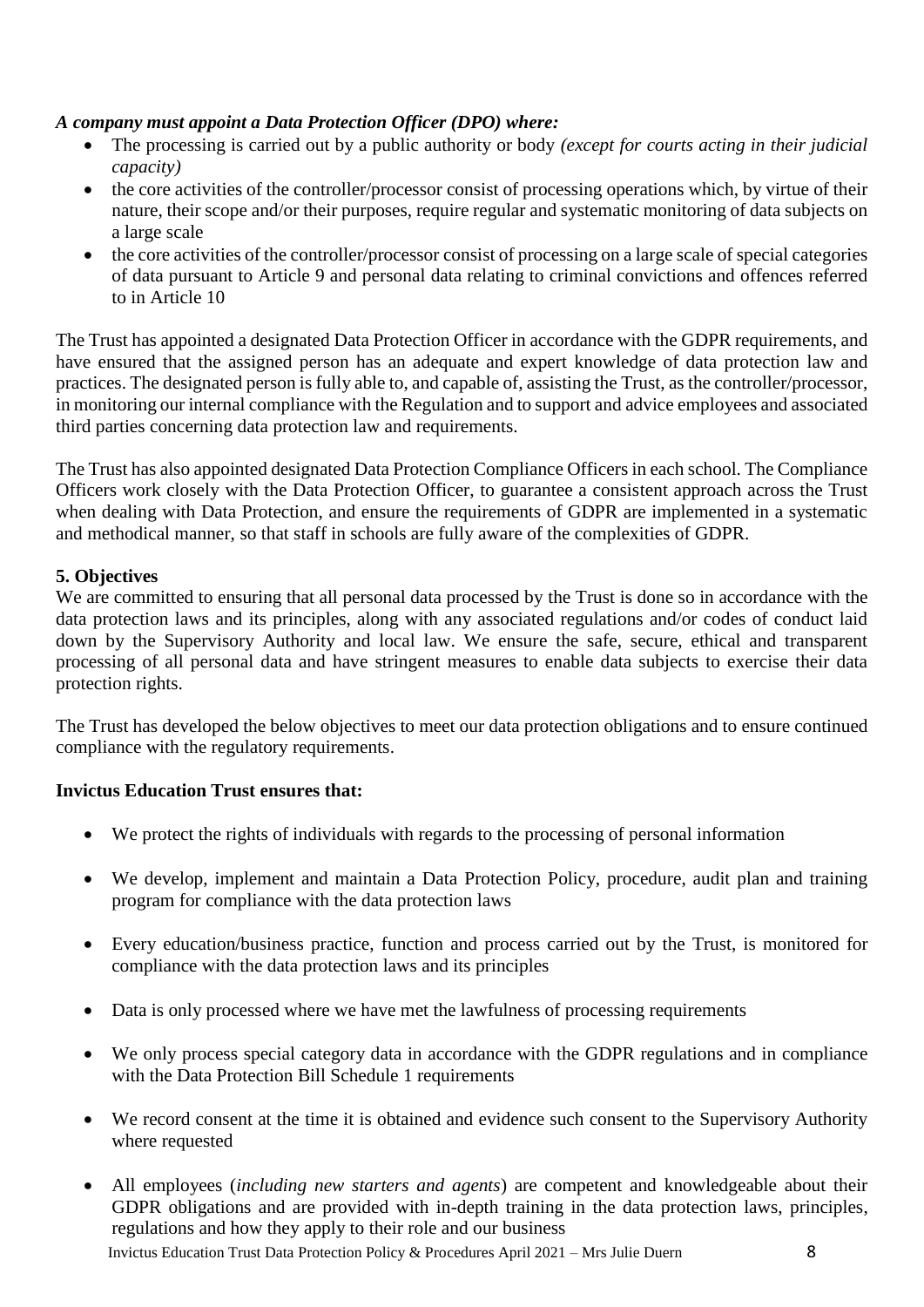***A company must appoint a Data Protection Officer (DPO) where:***

- The processing is carried out by a public authority or body *(except for courts acting in their judicial capacity)*
- the core activities of the controller/processor consist of processing operations which, by virtue of their nature, their scope and/or their purposes, require regular and systematic monitoring of data subjects on a large scale
- the core activities of the controller/processor consist of processing on a large scale of special categories of data pursuant to Article 9 and personal data relating to criminal convictions and offences referred to in Article 10

The Trust has appointed a designated Data Protection Officer in accordance with the GDPR requirements, and have ensured that the assigned person has an adequate and expert knowledge of data protection law and practices. The designated person is fully able to, and capable of, assisting the Trust, as the controller/processor, in monitoring our internal compliance with the Regulation and to support and advice employees and associated third parties concerning data protection law and requirements.

The Trust has also appointed designated Data Protection Compliance Officers in each school. The Compliance Officers work closely with the Data Protection Officer, to guarantee a consistent approach across the Trust when dealing with Data Protection, and ensure the requirements of GDPR are implemented in a systematic and methodical manner, so that staff in schools are fully aware of the complexities of GDPR.

**5. Objectives**

We are committed to ensuring that all personal data processed by the Trust is done so in accordance with the data protection laws and its principles, along with any associated regulations and/or codes of conduct laid down by the Supervisory Authority and local law. We ensure the safe, secure, ethical and transparent processing of all personal data and have stringent measures to enable data subjects to exercise their data protection rights.

The Trust has developed the below objectives to meet our data protection obligations and to ensure continued compliance with the regulatory requirements.

**Invictus Education Trust ensures that:**

- We protect the rights of individuals with regards to the processing of personal information
- We develop, implement and maintain a Data Protection Policy, procedure, audit plan and training program for compliance with the data protection laws
- Every education/business practice, function and process carried out by the Trust, is monitored for compliance with the data protection laws and its principles
- Data is only processed where we have met the lawfulness of processing requirements
- We only process special category data in accordance with the GDPR regulations and in compliance with the Data Protection Bill Schedule 1 requirements
- We record consent at the time it is obtained and evidence such consent to the Supervisory Authority where requested
- All employees (*including new starters and agents*) are competent and knowledgeable about their GDPR obligations and are provided with in-depth training in the data protection laws, principles, regulations and how they apply to their role and our business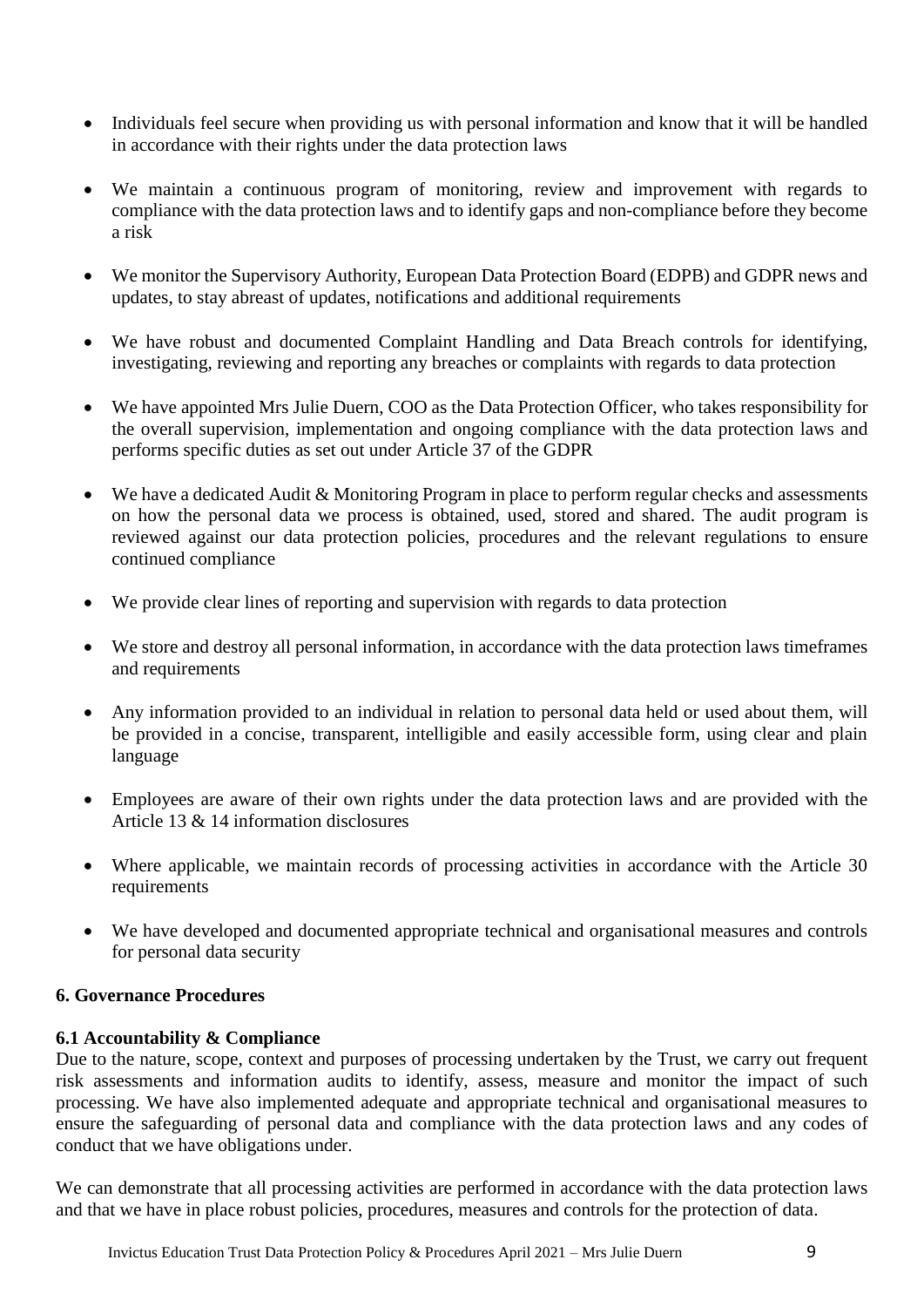- Individuals feel secure when providing us with personal information and know that it will be handled in accordance with their rights under the data protection laws
- We maintain a continuous program of monitoring, review and improvement with regards to compliance with the data protection laws and to identify gaps and non-compliance before they become a risk
- We monitor the Supervisory Authority, European Data Protection Board (EDPB) and GDPR news and updates, to stay abreast of updates, notifications and additional requirements
- We have robust and documented Complaint Handling and Data Breach controls for identifying, investigating, reviewing and reporting any breaches or complaints with regards to data protection
- We have appointed Mrs Julie Duern, COO as the Data Protection Officer, who takes responsibility for the overall supervision, implementation and ongoing compliance with the data protection laws and performs specific duties as set out under Article 37 of the GDPR
- We have a dedicated Audit & Monitoring Program in place to perform regular checks and assessments on how the personal data we process is obtained, used, stored and shared. The audit program is reviewed against our data protection policies, procedures and the relevant regulations to ensure continued compliance
- We provide clear lines of reporting and supervision with regards to data protection
- We store and destroy all personal information, in accordance with the data protection laws timeframes and requirements
- Any information provided to an individual in relation to personal data held or used about them, will be provided in a concise, transparent, intelligible and easily accessible form, using clear and plain language
- Employees are aware of their own rights under the data protection laws and are provided with the Article 13 & 14 information disclosures
- Where applicable, we maintain records of processing activities in accordance with the Article 30 requirements
- We have developed and documented appropriate technical and organisational measures and controls for personal data security

## 6. Governance Procedures

### 6.1 Accountability & Compliance

Due to the nature, scope, context and purposes of processing undertaken by the Trust, we carry out frequent risk assessments and information audits to identify, assess, measure and monitor the impact of such processing. We have also implemented adequate and appropriate technical and organisational measures to ensure the safeguarding of personal data and compliance with the data protection laws and any codes of conduct that we have obligations under.

We can demonstrate that all processing activities are performed in accordance with the data protection laws and that we have in place robust policies, procedures, measures and controls for the protection of data.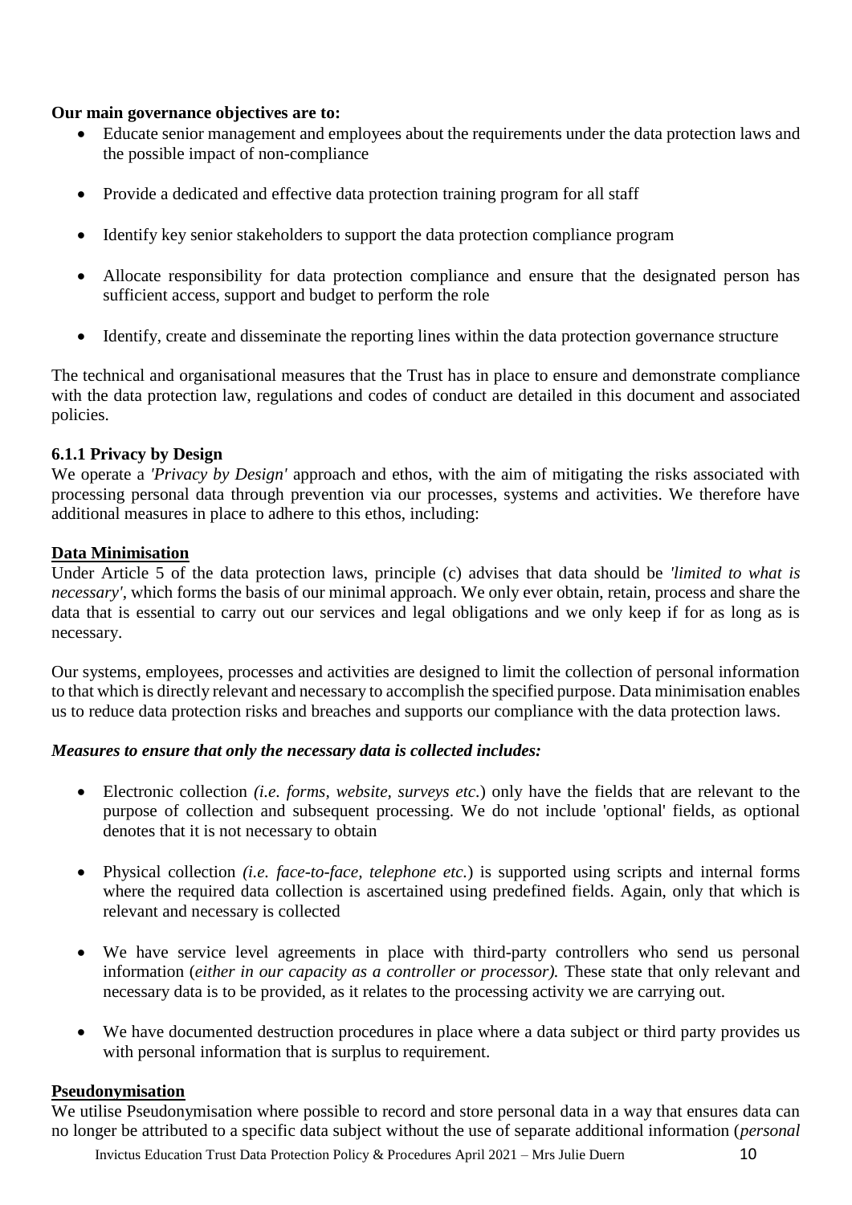**Our main governance objectives are to:**

- Educate senior management and employees about the requirements under the data protection laws and the possible impact of non-compliance
- Provide a dedicated and effective data protection training program for all staff
- Identify key senior stakeholders to support the data protection compliance program
- Allocate responsibility for data protection compliance and ensure that the designated person has sufficient access, support and budget to perform the role
- Identify, create and disseminate the reporting lines within the data protection governance structure

The technical and organisational measures that the Trust has in place to ensure and demonstrate compliance with the data protection law, regulations and codes of conduct are detailed in this document and associated policies.

### 6.1.1 Privacy by Design

We operate a *'Privacy by Design'* approach and ethos, with the aim of mitigating the risks associated with processing personal data through prevention via our processes, systems and activities. We therefore have additional measures in place to adhere to this ethos, including:

**Data Minimisation**

Under Article 5 of the data protection laws, principle (c) advises that data should be *'limited to what is necessary'*, which forms the basis of our minimal approach. We only ever obtain, retain, process and share the data that is essential to carry out our services and legal obligations and we only keep if for as long as is necessary.

Our systems, employees, processes and activities are designed to limit the collection of personal information to that which is directly relevant and necessary to accomplish the specified purpose. Data minimisation enables us to reduce data protection risks and breaches and supports our compliance with the data protection laws.

***Measures to ensure that only the necessary data is collected includes:***

- Electronic collection *(i.e. forms, website, surveys etc.*) only have the fields that are relevant to the purpose of collection and subsequent processing. We do not include 'optional' fields, as optional denotes that it is not necessary to obtain
- Physical collection *(i.e. face-to-face, telephone etc.*) is supported using scripts and internal forms where the required data collection is ascertained using predefined fields. Again, only that which is relevant and necessary is collected
- We have service level agreements in place with third-party controllers who send us personal information (*either in our capacity as a controller or processor).* These state that only relevant and necessary data is to be provided, as it relates to the processing activity we are carrying out.
- We have documented destruction procedures in place where a data subject or third party provides us with personal information that is surplus to requirement.

**Pseudonymisation**

We utilise Pseudonymisation where possible to record and store personal data in a way that ensures data can no longer be attributed to a specific data subject without the use of separate additional information (*personal*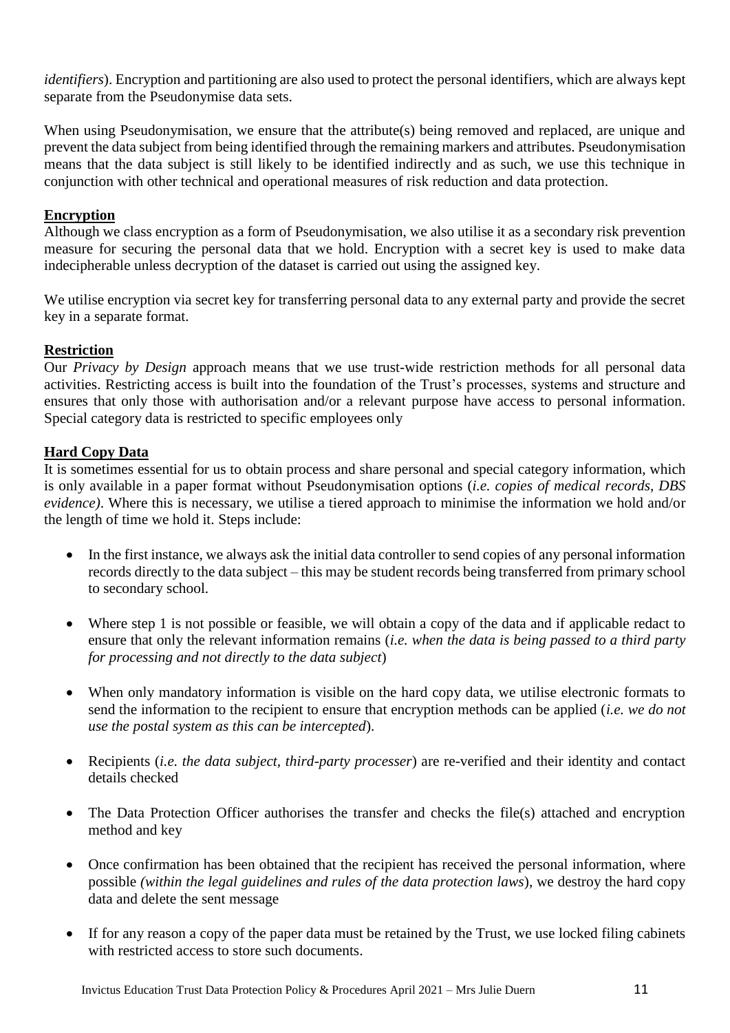*identifiers*). Encryption and partitioning are also used to protect the personal identifiers, which are always kept separate from the Pseudonymise data sets.

When using Pseudonymisation, we ensure that the attribute(s) being removed and replaced, are unique and prevent the data subject from being identified through the remaining markers and attributes. Pseudonymisation means that the data subject is still likely to be identified indirectly and as such, we use this technique in conjunction with other technical and operational measures of risk reduction and data protection.

**Encryption**

Although we class encryption as a form of Pseudonymisation, we also utilise it as a secondary risk prevention measure for securing the personal data that we hold. Encryption with a secret key is used to make data indecipherable unless decryption of the dataset is carried out using the assigned key.

We utilise encryption via secret key for transferring personal data to any external party and provide the secret key in a separate format.

**Restriction**

Our *Privacy by Design* approach means that we use trust-wide restriction methods for all personal data activities. Restricting access is built into the foundation of the Trust's processes, systems and structure and ensures that only those with authorisation and/or a relevant purpose have access to personal information. Special category data is restricted to specific employees only

**Hard Copy Data**

It is sometimes essential for us to obtain process and share personal and special category information, which is only available in a paper format without Pseudonymisation options (*i.e. copies of medical records, DBS evidence)*. Where this is necessary, we utilise a tiered approach to minimise the information we hold and/or the length of time we hold it. Steps include:

- In the first instance, we always ask the initial data controller to send copies of any personal information records directly to the data subject – this may be student records being transferred from primary school to secondary school.
- Where step 1 is not possible or feasible, we will obtain a copy of the data and if applicable redact to ensure that only the relevant information remains (*i.e. when the data is being passed to a third party for processing and not directly to the data subject*)
- When only mandatory information is visible on the hard copy data, we utilise electronic formats to send the information to the recipient to ensure that encryption methods can be applied (*i.e. we do not use the postal system as this can be intercepted*).
- Recipients (*i.e. the data subject, third-party processer*) are re-verified and their identity and contact details checked
- The Data Protection Officer authorises the transfer and checks the file(s) attached and encryption method and key
- Once confirmation has been obtained that the recipient has received the personal information, where possible *(within the legal guidelines and rules of the data protection laws*), we destroy the hard copy data and delete the sent message
- If for any reason a copy of the paper data must be retained by the Trust, we use locked filing cabinets with restricted access to store such documents.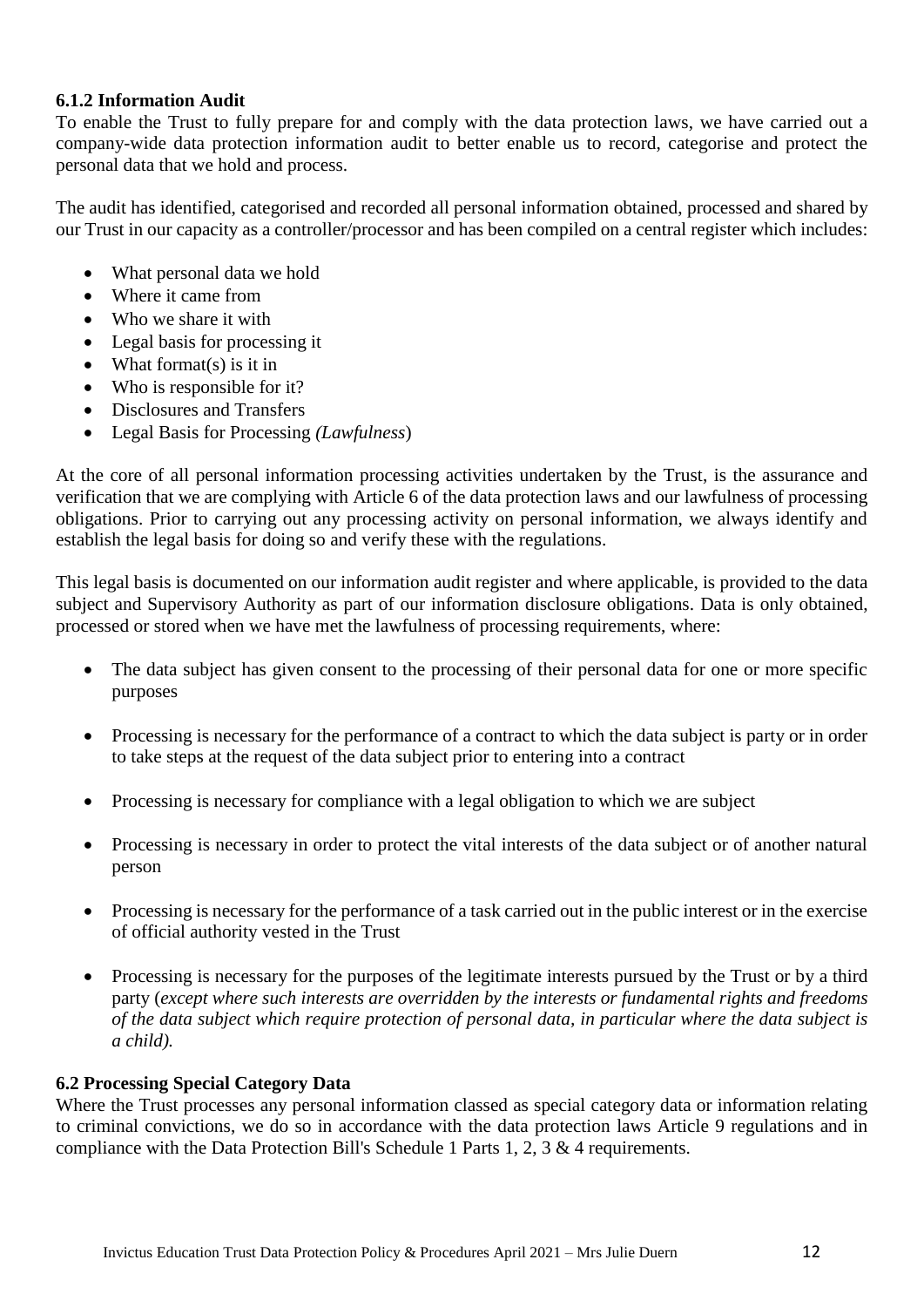### 6.1.2 Information Audit

To enable the Trust to fully prepare for and comply with the data protection laws, we have carried out a company-wide data protection information audit to better enable us to record, categorise and protect the personal data that we hold and process.

The audit has identified, categorised and recorded all personal information obtained, processed and shared by our Trust in our capacity as a controller/processor and has been compiled on a central register which includes:

- What personal data we hold
- Where it came from
- Who we share it with
- Legal basis for processing it
- What format(s) is it in
- Who is responsible for it?
- Disclosures and Transfers
- Legal Basis for Processing *(Lawfulness*)

At the core of all personal information processing activities undertaken by the Trust, is the assurance and verification that we are complying with Article 6 of the data protection laws and our lawfulness of processing obligations. Prior to carrying out any processing activity on personal information, we always identify and establish the legal basis for doing so and verify these with the regulations.

This legal basis is documented on our information audit register and where applicable, is provided to the data subject and Supervisory Authority as part of our information disclosure obligations. Data is only obtained, processed or stored when we have met the lawfulness of processing requirements, where:

- The data subject has given consent to the processing of their personal data for one or more specific purposes
- Processing is necessary for the performance of a contract to which the data subject is party or in order to take steps at the request of the data subject prior to entering into a contract
- Processing is necessary for compliance with a legal obligation to which we are subject
- Processing is necessary in order to protect the vital interests of the data subject or of another natural person
- Processing is necessary for the performance of a task carried out in the public interest or in the exercise of official authority vested in the Trust
- Processing is necessary for the purposes of the legitimate interests pursued by the Trust or by a third party (*except where such interests are overridden by the interests or fundamental rights and freedoms of the data subject which require protection of personal data, in particular where the data subject is a child).*

### 6.2 Processing Special Category Data

Where the Trust processes any personal information classed as special category data or information relating to criminal convictions, we do so in accordance with the data protection laws Article 9 regulations and in compliance with the Data Protection Bill's Schedule 1 Parts 1, 2, 3 & 4 requirements.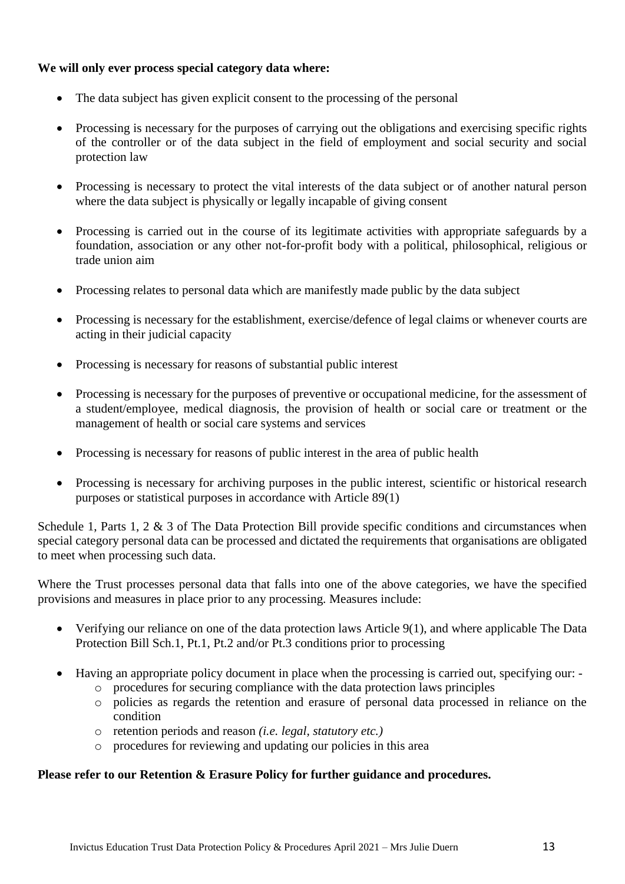**We will only ever process special category data where:**

- The data subject has given explicit consent to the processing of the personal
- Processing is necessary for the purposes of carrying out the obligations and exercising specific rights of the controller or of the data subject in the field of employment and social security and social protection law
- Processing is necessary to protect the vital interests of the data subject or of another natural person where the data subject is physically or legally incapable of giving consent
- Processing is carried out in the course of its legitimate activities with appropriate safeguards by a foundation, association or any other not-for-profit body with a political, philosophical, religious or trade union aim
- Processing relates to personal data which are manifestly made public by the data subject
- Processing is necessary for the establishment, exercise/defence of legal claims or whenever courts are acting in their judicial capacity
- Processing is necessary for reasons of substantial public interest
- Processing is necessary for the purposes of preventive or occupational medicine, for the assessment of a student/employee, medical diagnosis, the provision of health or social care or treatment or the management of health or social care systems and services
- Processing is necessary for reasons of public interest in the area of public health
- Processing is necessary for archiving purposes in the public interest, scientific or historical research purposes or statistical purposes in accordance with Article 89(1)

Schedule 1, Parts 1, 2 & 3 of The Data Protection Bill provide specific conditions and circumstances when special category personal data can be processed and dictated the requirements that organisations are obligated to meet when processing such data.

Where the Trust processes personal data that falls into one of the above categories, we have the specified provisions and measures in place prior to any processing. Measures include:

- Verifying our reliance on one of the data protection laws Article 9(1), and where applicable The Data Protection Bill Sch.1, Pt.1, Pt.2 and/or Pt.3 conditions prior to processing
- Having an appropriate policy document in place when the processing is carried out, specifying our: -
    - procedures for securing compliance with the data protection laws principles
    - policies as regards the retention and erasure of personal data processed in reliance on the condition
    - retention periods and reason *(i.e. legal, statutory etc.)*
    - procedures for reviewing and updating our policies in this area

**Please refer to our Retention & Erasure Policy for further guidance and procedures.**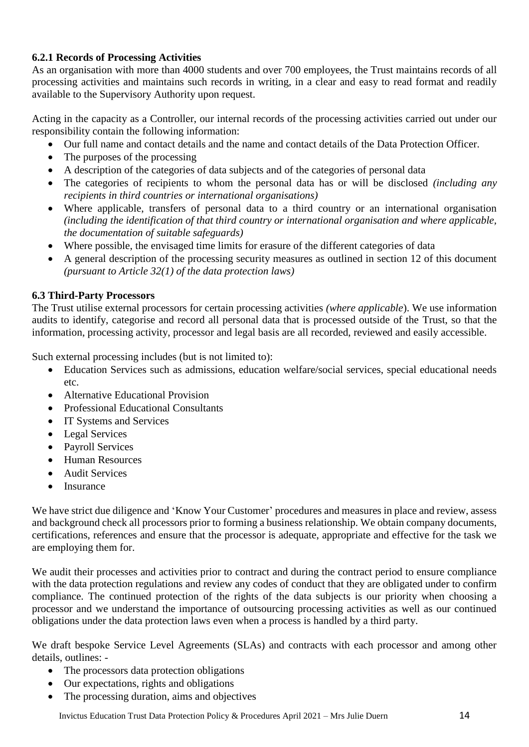**6.2.1 Records of Processing Activities**

As an organisation with more than 4000 students and over 700 employees, the Trust maintains records of all processing activities and maintains such records in writing, in a clear and easy to read format and readily available to the Supervisory Authority upon request.

Acting in the capacity as a Controller, our internal records of the processing activities carried out under our responsibility contain the following information:

- Our full name and contact details and the name and contact details of the Data Protection Officer.
- The purposes of the processing
- A description of the categories of data subjects and of the categories of personal data
- The categories of recipients to whom the personal data has or will be disclosed *(including any recipients in third countries or international organisations)*
- Where applicable, transfers of personal data to a third country or an international organisation *(including the identification of that third country or international organisation and where applicable, the documentation of suitable safeguards)*
- Where possible, the envisaged time limits for erasure of the different categories of data
- A general description of the processing security measures as outlined in section 12 of this document *(pursuant to Article 32(1) of the data protection laws)*

**6.3 Third-Party Processors**

The Trust utilise external processors for certain processing activities *(where applicable*). We use information audits to identify, categorise and record all personal data that is processed outside of the Trust, so that the information, processing activity, processor and legal basis are all recorded, reviewed and easily accessible.

Such external processing includes (but is not limited to):

- Education Services such as admissions, education welfare/social services, special educational needs etc.
- Alternative Educational Provision
- Professional Educational Consultants
- IT Systems and Services
- Legal Services
- Payroll Services
- Human Resources
- Audit Services
- Insurance

We have strict due diligence and 'Know Your Customer' procedures and measures in place and review, assess and background check all processors prior to forming a business relationship. We obtain company documents, certifications, references and ensure that the processor is adequate, appropriate and effective for the task we are employing them for.

We audit their processes and activities prior to contract and during the contract period to ensure compliance with the data protection regulations and review any codes of conduct that they are obligated under to confirm compliance. The continued protection of the rights of the data subjects is our priority when choosing a processor and we understand the importance of outsourcing processing activities as well as our continued obligations under the data protection laws even when a process is handled by a third party.

We draft bespoke Service Level Agreements (SLAs) and contracts with each processor and among other details, outlines: -

- The processors data protection obligations
- Our expectations, rights and obligations
- The processing duration, aims and objectives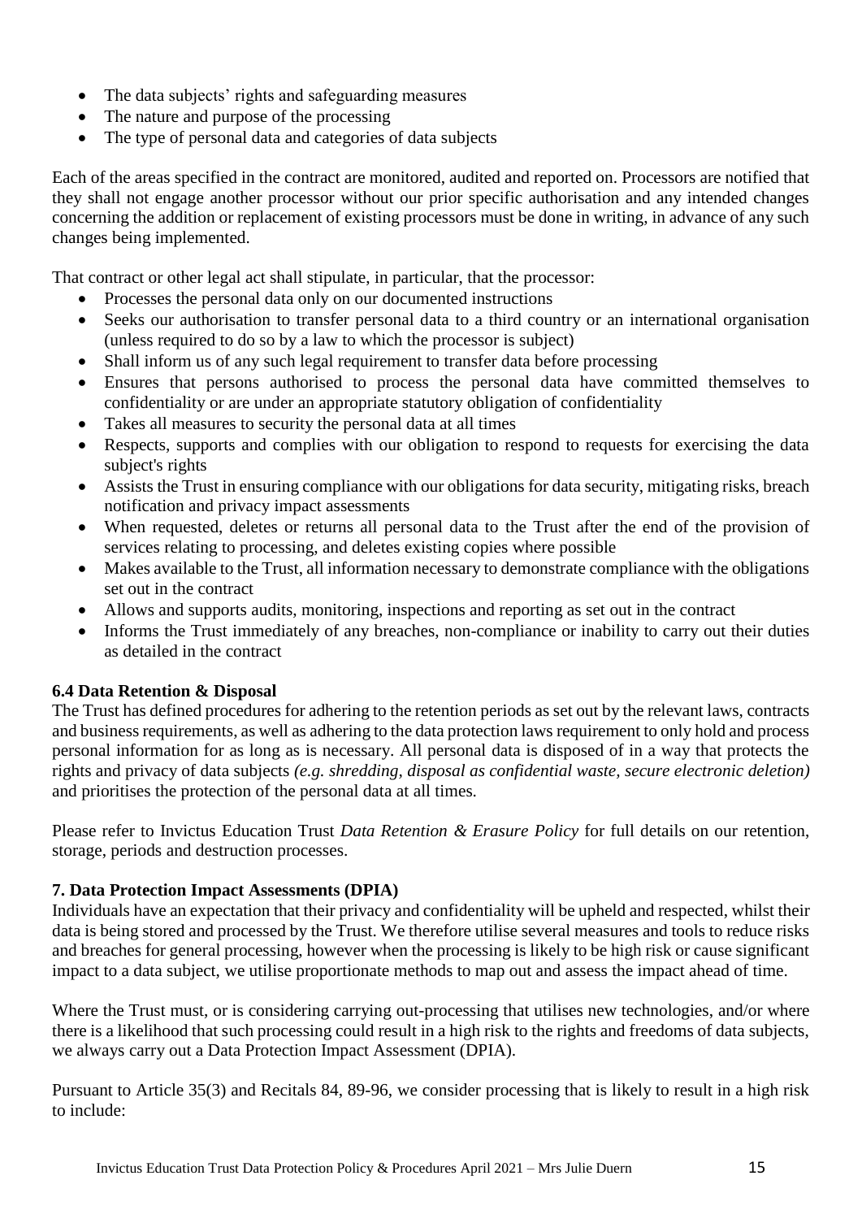- The data subjects' rights and safeguarding measures
- The nature and purpose of the processing
- The type of personal data and categories of data subjects

Each of the areas specified in the contract are monitored, audited and reported on. Processors are notified that they shall not engage another processor without our prior specific authorisation and any intended changes concerning the addition or replacement of existing processors must be done in writing, in advance of any such changes being implemented.

That contract or other legal act shall stipulate, in particular, that the processor:

- Processes the personal data only on our documented instructions
- Seeks our authorisation to transfer personal data to a third country or an international organisation (unless required to do so by a law to which the processor is subject)
- Shall inform us of any such legal requirement to transfer data before processing
- Ensures that persons authorised to process the personal data have committed themselves to confidentiality or are under an appropriate statutory obligation of confidentiality
- Takes all measures to security the personal data at all times
- Respects, supports and complies with our obligation to respond to requests for exercising the data subject's rights
- Assists the Trust in ensuring compliance with our obligations for data security, mitigating risks, breach notification and privacy impact assessments
- When requested, deletes or returns all personal data to the Trust after the end of the provision of services relating to processing, and deletes existing copies where possible
- Makes available to the Trust, all information necessary to demonstrate compliance with the obligations set out in the contract
- Allows and supports audits, monitoring, inspections and reporting as set out in the contract
- Informs the Trust immediately of any breaches, non-compliance or inability to carry out their duties as detailed in the contract

### 6.4 Data Retention & Disposal

The Trust has defined procedures for adhering to the retention periods as set out by the relevant laws, contracts and business requirements, as well as adhering to the data protection laws requirement to only hold and process personal information for as long as is necessary. All personal data is disposed of in a way that protects the rights and privacy of data subjects *(e.g. shredding, disposal as confidential waste, secure electronic deletion)* and prioritises the protection of the personal data at all times.

Please refer to Invictus Education Trust *Data Retention & Erasure Policy* for full details on our retention, storage, periods and destruction processes.

## 7. Data Protection Impact Assessments (DPIA)

Individuals have an expectation that their privacy and confidentiality will be upheld and respected, whilst their data is being stored and processed by the Trust. We therefore utilise several measures and tools to reduce risks and breaches for general processing, however when the processing is likely to be high risk or cause significant impact to a data subject, we utilise proportionate methods to map out and assess the impact ahead of time.

Where the Trust must, or is considering carrying out-processing that utilises new technologies, and/or where there is a likelihood that such processing could result in a high risk to the rights and freedoms of data subjects, we always carry out a Data Protection Impact Assessment (DPIA).

Pursuant to Article 35(3) and Recitals 84, 89-96, we consider processing that is likely to result in a high risk to include: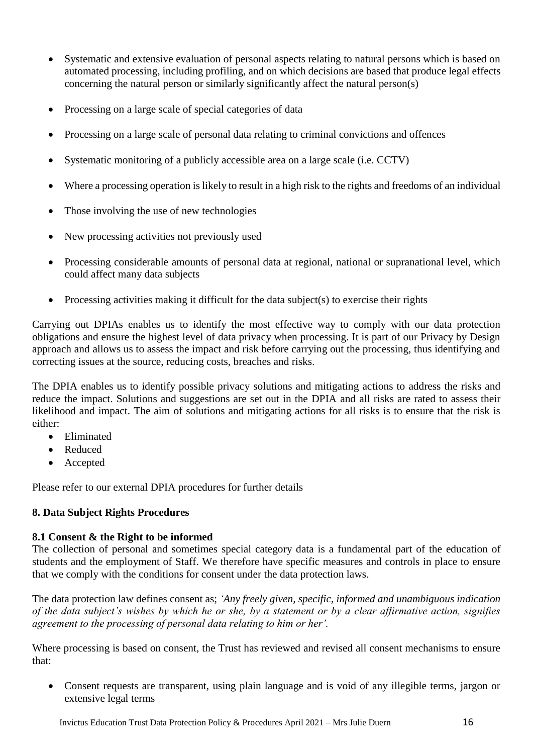- Systematic and extensive evaluation of personal aspects relating to natural persons which is based on automated processing, including profiling, and on which decisions are based that produce legal effects concerning the natural person or similarly significantly affect the natural person(s)
- Processing on a large scale of special categories of data
- Processing on a large scale of personal data relating to criminal convictions and offences
- Systematic monitoring of a publicly accessible area on a large scale (i.e. CCTV)
- Where a processing operation is likely to result in a high risk to the rights and freedoms of an individual
- Those involving the use of new technologies
- New processing activities not previously used
- Processing considerable amounts of personal data at regional, national or supranational level, which could affect many data subjects
- Processing activities making it difficult for the data subject(s) to exercise their rights

Carrying out DPIAs enables us to identify the most effective way to comply with our data protection obligations and ensure the highest level of data privacy when processing. It is part of our Privacy by Design approach and allows us to assess the impact and risk before carrying out the processing, thus identifying and correcting issues at the source, reducing costs, breaches and risks.

The DPIA enables us to identify possible privacy solutions and mitigating actions to address the risks and reduce the impact. Solutions and suggestions are set out in the DPIA and all risks are rated to assess their likelihood and impact. The aim of solutions and mitigating actions for all risks is to ensure that the risk is either:

- Eliminated
- Reduced
- Accepted

Please refer to our external DPIA procedures for further details

### 8. Data Subject Rights Procedures

#### 8.1 Consent & the Right to be informed

The collection of personal and sometimes special category data is a fundamental part of the education of students and the employment of Staff. We therefore have specific measures and controls in place to ensure that we comply with the conditions for consent under the data protection laws.

The data protection law defines consent as; *'Any freely given, specific, informed and unambiguous indication of the data subject's wishes by which he or she, by a statement or by a clear affirmative action, signifies agreement to the processing of personal data relating to him or her'.*

Where processing is based on consent, the Trust has reviewed and revised all consent mechanisms to ensure that:

- Consent requests are transparent, using plain language and is void of any illegible terms, jargon or extensive legal terms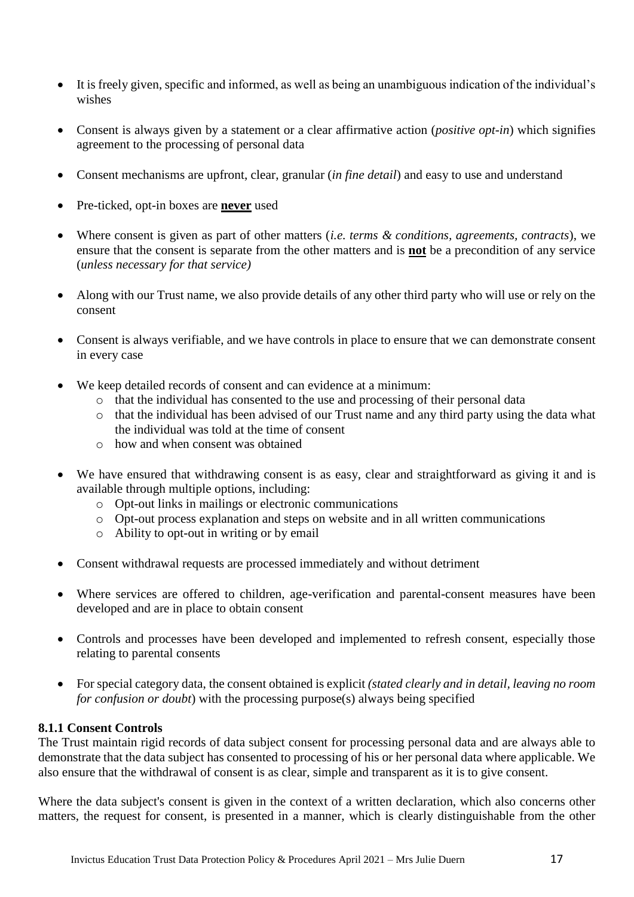- It is freely given, specific and informed, as well as being an unambiguous indication of the individual's wishes
- Consent is always given by a statement or a clear affirmative action (*positive opt-in*) which signifies agreement to the processing of personal data
- Consent mechanisms are upfront, clear, granular (*in fine detail*) and easy to use and understand
- Pre-ticked, opt-in boxes are **never** used
- Where consent is given as part of other matters (*i.e. terms & conditions, agreements, contracts*), we ensure that the consent is separate from the other matters and is **not** be a precondition of any service (*unless necessary for that service)*
- Along with our Trust name, we also provide details of any other third party who will use or rely on the consent
- Consent is always verifiable, and we have controls in place to ensure that we can demonstrate consent in every case
- We keep detailed records of consent and can evidence at a minimum:
    - that the individual has consented to the use and processing of their personal data
    - that the individual has been advised of our Trust name and any third party using the data what the individual was told at the time of consent
    - how and when consent was obtained
- We have ensured that withdrawing consent is as easy, clear and straightforward as giving it and is available through multiple options, including:
    - Opt-out links in mailings or electronic communications
    - Opt-out process explanation and steps on website and in all written communications
    - Ability to opt-out in writing or by email
- Consent withdrawal requests are processed immediately and without detriment
- Where services are offered to children, age-verification and parental-consent measures have been developed and are in place to obtain consent
- Controls and processes have been developed and implemented to refresh consent, especially those relating to parental consents
- For special category data, the consent obtained is explicit *(stated clearly and in detail, leaving no room for confusion or doubt*) with the processing purpose(s) always being specified

#### 8.1.1 Consent Controls

The Trust maintain rigid records of data subject consent for processing personal data and are always able to demonstrate that the data subject has consented to processing of his or her personal data where applicable. We also ensure that the withdrawal of consent is as clear, simple and transparent as it is to give consent.

Where the data subject's consent is given in the context of a written declaration, which also concerns other matters, the request for consent, is presented in a manner, which is clearly distinguishable from the other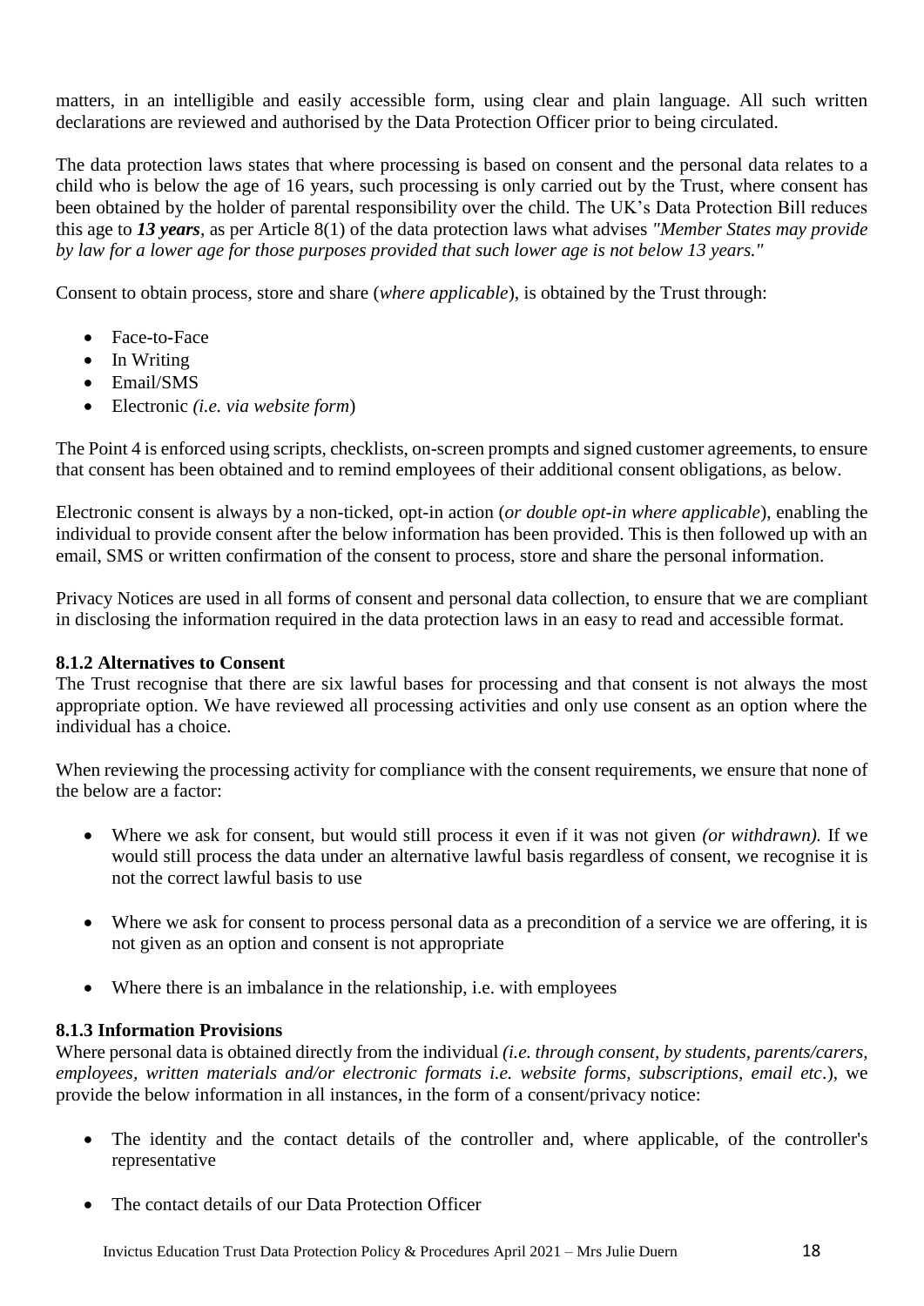matters, in an intelligible and easily accessible form, using clear and plain language. All such written declarations are reviewed and authorised by the Data Protection Officer prior to being circulated.

The data protection laws states that where processing is based on consent and the personal data relates to a child who is below the age of 16 years, such processing is only carried out by the Trust, where consent has been obtained by the holder of parental responsibility over the child. The UK's Data Protection Bill reduces this age to ***13 years***, as per Article 8(1) of the data protection laws what advises *"Member States may provide by law for a lower age for those purposes provided that such lower age is not below 13 years."*

Consent to obtain process, store and share (*where applicable*), is obtained by the Trust through:

- Face-to-Face
- In Writing
- Email/SMS
- Electronic *(i.e. via website form*)

The Point 4 is enforced using scripts, checklists, on-screen prompts and signed customer agreements, to ensure that consent has been obtained and to remind employees of their additional consent obligations, as below.

Electronic consent is always by a non-ticked, opt-in action (*or double opt-in where applicable*), enabling the individual to provide consent after the below information has been provided. This is then followed up with an email, SMS or written confirmation of the consent to process, store and share the personal information.

Privacy Notices are used in all forms of consent and personal data collection, to ensure that we are compliant in disclosing the information required in the data protection laws in an easy to read and accessible format.

**8.1.2 Alternatives to Consent**

The Trust recognise that there are six lawful bases for processing and that consent is not always the most appropriate option. We have reviewed all processing activities and only use consent as an option where the individual has a choice.

When reviewing the processing activity for compliance with the consent requirements, we ensure that none of the below are a factor:

- Where we ask for consent, but would still process it even if it was not given *(or withdrawn).* If we would still process the data under an alternative lawful basis regardless of consent, we recognise it is not the correct lawful basis to use
- Where we ask for consent to process personal data as a precondition of a service we are offering, it is not given as an option and consent is not appropriate
- Where there is an imbalance in the relationship, i.e. with employees

**8.1.3 Information Provisions**

Where personal data is obtained directly from the individual *(i.e. through consent, by students, parents/carers, employees, written materials and/or electronic formats i.e. website forms, subscriptions, email etc*.), we provide the below information in all instances, in the form of a consent/privacy notice:

- The identity and the contact details of the controller and, where applicable, of the controller's representative
- The contact details of our Data Protection Officer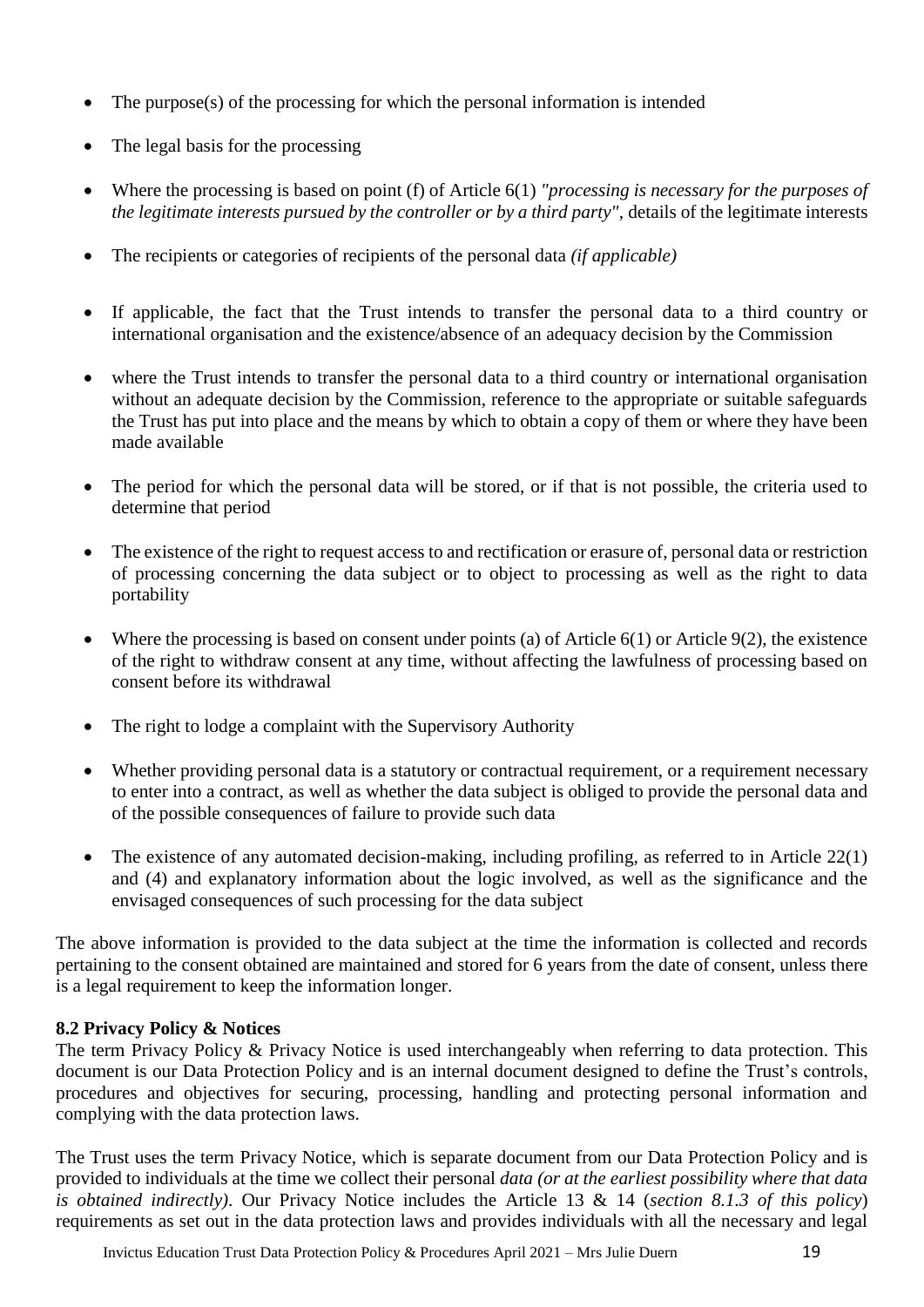- The purpose(s) of the processing for which the personal information is intended
- The legal basis for the processing
- Where the processing is based on point (f) of Article 6(1) *"processing is necessary for the purposes of the legitimate interests pursued by the controller or by a third party"*, details of the legitimate interests
- The recipients or categories of recipients of the personal data *(if applicable)*
- If applicable, the fact that the Trust intends to transfer the personal data to a third country or international organisation and the existence/absence of an adequacy decision by the Commission
- where the Trust intends to transfer the personal data to a third country or international organisation without an adequate decision by the Commission, reference to the appropriate or suitable safeguards the Trust has put into place and the means by which to obtain a copy of them or where they have been made available
- The period for which the personal data will be stored, or if that is not possible, the criteria used to determine that period
- The existence of the right to request access to and rectification or erasure of, personal data or restriction of processing concerning the data subject or to object to processing as well as the right to data portability
- Where the processing is based on consent under points (a) of Article 6(1) or Article 9(2), the existence of the right to withdraw consent at any time, without affecting the lawfulness of processing based on consent before its withdrawal
- The right to lodge a complaint with the Supervisory Authority
- Whether providing personal data is a statutory or contractual requirement, or a requirement necessary to enter into a contract, as well as whether the data subject is obliged to provide the personal data and of the possible consequences of failure to provide such data
- The existence of any automated decision-making, including profiling, as referred to in Article 22(1) and (4) and explanatory information about the logic involved, as well as the significance and the envisaged consequences of such processing for the data subject

The above information is provided to the data subject at the time the information is collected and records pertaining to the consent obtained are maintained and stored for 6 years from the date of consent, unless there is a legal requirement to keep the information longer.

**8.2 Privacy Policy & Notices**

The term Privacy Policy & Privacy Notice is used interchangeably when referring to data protection. This document is our Data Protection Policy and is an internal document designed to define the Trust's controls, procedures and objectives for securing, processing, handling and protecting personal information and complying with the data protection laws.

The Trust uses the term Privacy Notice, which is separate document from our Data Protection Policy and is provided to individuals at the time we collect their personal *data (or at the earliest possibility where that data is obtained indirectly)*. Our Privacy Notice includes the Article 13 & 14 (*section 8.1.3 of this policy*) requirements as set out in the data protection laws and provides individuals with all the necessary and legal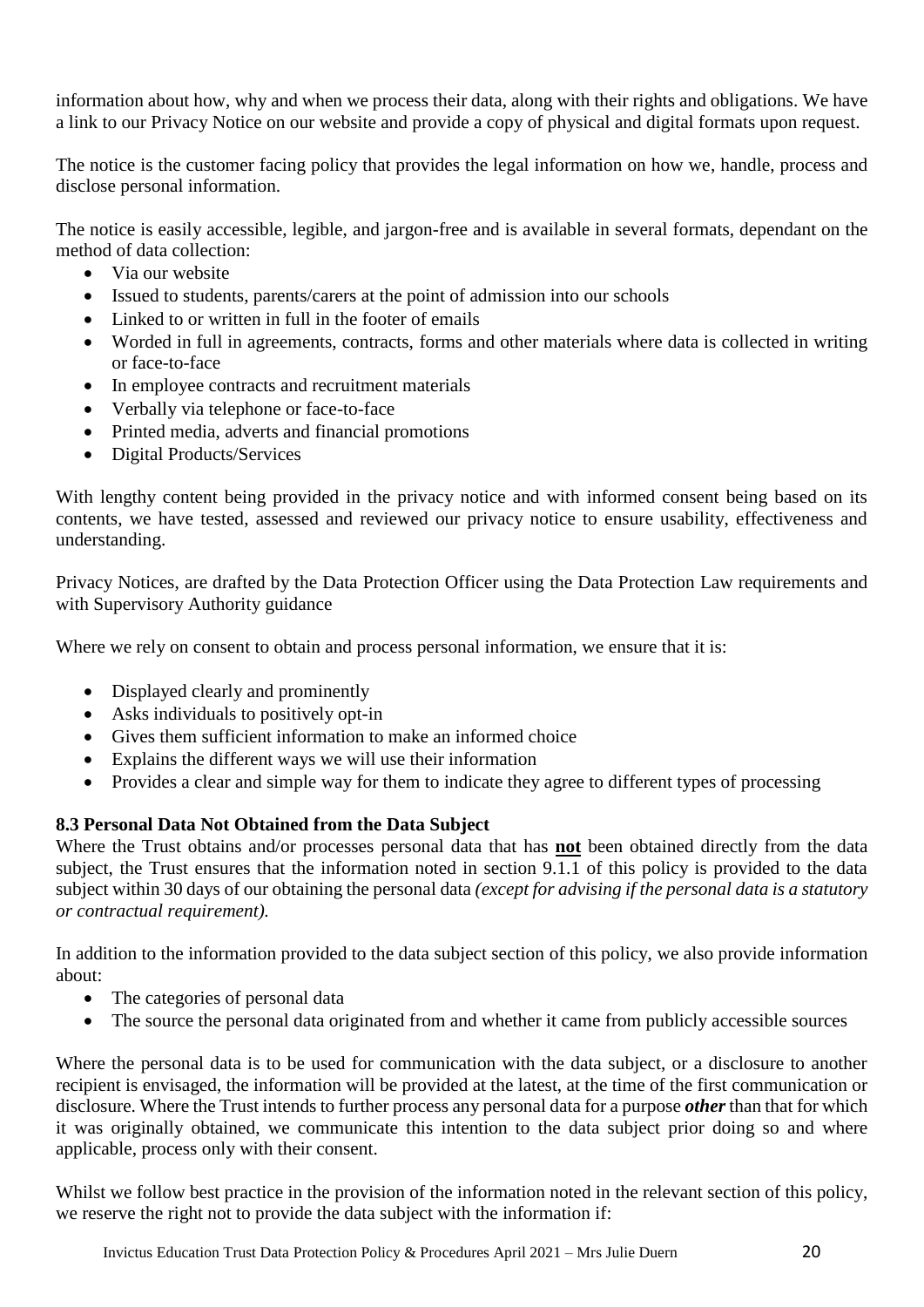information about how, why and when we process their data, along with their rights and obligations. We have a link to our Privacy Notice on our website and provide a copy of physical and digital formats upon request.

The notice is the customer facing policy that provides the legal information on how we, handle, process and disclose personal information.

The notice is easily accessible, legible, and jargon-free and is available in several formats, dependant on the method of data collection:

- Via our website
- Issued to students, parents/carers at the point of admission into our schools
- Linked to or written in full in the footer of emails
- Worded in full in agreements, contracts, forms and other materials where data is collected in writing or face-to-face
- In employee contracts and recruitment materials
- Verbally via telephone or face-to-face
- Printed media, adverts and financial promotions
- Digital Products/Services

With lengthy content being provided in the privacy notice and with informed consent being based on its contents, we have tested, assessed and reviewed our privacy notice to ensure usability, effectiveness and understanding.

Privacy Notices, are drafted by the Data Protection Officer using the Data Protection Law requirements and with Supervisory Authority guidance

Where we rely on consent to obtain and process personal information, we ensure that it is:

- Displayed clearly and prominently
- Asks individuals to positively opt-in
- Gives them sufficient information to make an informed choice
- Explains the different ways we will use their information
- Provides a clear and simple way for them to indicate they agree to different types of processing

### 8.3 Personal Data Not Obtained from the Data Subject

Where the Trust obtains and/or processes personal data that has **not** been obtained directly from the data subject, the Trust ensures that the information noted in section 9.1.1 of this policy is provided to the data subject within 30 days of our obtaining the personal data *(except for advising if the personal data is a statutory or contractual requirement).*

In addition to the information provided to the data subject section of this policy, we also provide information about:

- The categories of personal data
- The source the personal data originated from and whether it came from publicly accessible sources

Where the personal data is to be used for communication with the data subject, or a disclosure to another recipient is envisaged, the information will be provided at the latest, at the time of the first communication or disclosure. Where the Trust intends to further process any personal data for a purpose ***other*** than that for which it was originally obtained, we communicate this intention to the data subject prior doing so and where applicable, process only with their consent.

Whilst we follow best practice in the provision of the information noted in the relevant section of this policy, we reserve the right not to provide the data subject with the information if: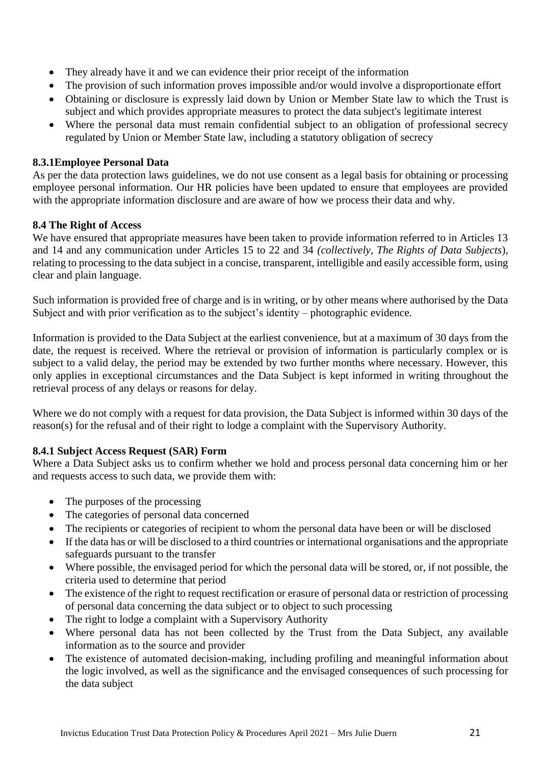- They already have it and we can evidence their prior receipt of the information
- The provision of such information proves impossible and/or would involve a disproportionate effort
- Obtaining or disclosure is expressly laid down by Union or Member State law to which the Trust is subject and which provides appropriate measures to protect the data subject's legitimate interest
- Where the personal data must remain confidential subject to an obligation of professional secrecy regulated by Union or Member State law, including a statutory obligation of secrecy

#### 8.3.1Employee Personal Data

As per the data protection laws guidelines, we do not use consent as a legal basis for obtaining or processing employee personal information. Our HR policies have been updated to ensure that employees are provided with the appropriate information disclosure and are aware of how we process their data and why.

### 8.4 The Right of Access

We have ensured that appropriate measures have been taken to provide information referred to in Articles 13 and 14 and any communication under Articles 15 to 22 and 34 *(collectively, The Rights of Data Subjects*), relating to processing to the data subject in a concise, transparent, intelligible and easily accessible form, using clear and plain language.

Such information is provided free of charge and is in writing, or by other means where authorised by the Data Subject and with prior verification as to the subject's identity – photographic evidence.

Information is provided to the Data Subject at the earliest convenience, but at a maximum of 30 days from the date, the request is received. Where the retrieval or provision of information is particularly complex or is subject to a valid delay, the period may be extended by two further months where necessary. However, this only applies in exceptional circumstances and the Data Subject is kept informed in writing throughout the retrieval process of any delays or reasons for delay.

Where we do not comply with a request for data provision, the Data Subject is informed within 30 days of the reason(s) for the refusal and of their right to lodge a complaint with the Supervisory Authority.

#### 8.4.1 Subject Access Request (SAR) Form

Where a Data Subject asks us to confirm whether we hold and process personal data concerning him or her and requests access to such data, we provide them with:

- The purposes of the processing
- The categories of personal data concerned
- The recipients or categories of recipient to whom the personal data have been or will be disclosed
- If the data has or will be disclosed to a third countries or international organisations and the appropriate safeguards pursuant to the transfer
- Where possible, the envisaged period for which the personal data will be stored, or, if not possible, the criteria used to determine that period
- The existence of the right to request rectification or erasure of personal data or restriction of processing of personal data concerning the data subject or to object to such processing
- The right to lodge a complaint with a Supervisory Authority
- Where personal data has not been collected by the Trust from the Data Subject, any available information as to the source and provider
- The existence of automated decision-making, including profiling and meaningful information about the logic involved, as well as the significance and the envisaged consequences of such processing for the data subject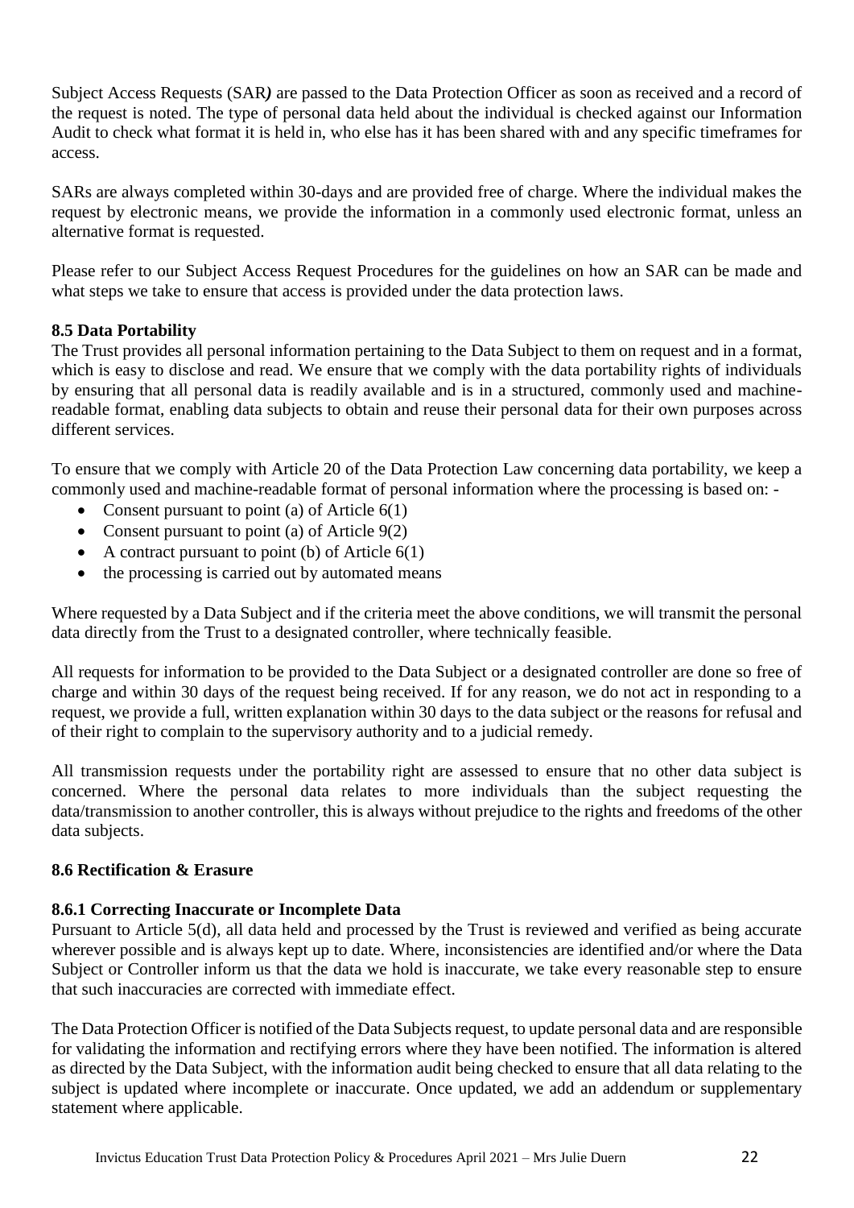Subject Access Requests (SAR*)* are passed to the Data Protection Officer as soon as received and a record of the request is noted. The type of personal data held about the individual is checked against our Information Audit to check what format it is held in, who else has it has been shared with and any specific timeframes for access.

SARs are always completed within 30-days and are provided free of charge. Where the individual makes the request by electronic means, we provide the information in a commonly used electronic format, unless an alternative format is requested.

Please refer to our Subject Access Request Procedures for the guidelines on how an SAR can be made and what steps we take to ensure that access is provided under the data protection laws.

**8.5 Data Portability**

The Trust provides all personal information pertaining to the Data Subject to them on request and in a format, which is easy to disclose and read. We ensure that we comply with the data portability rights of individuals by ensuring that all personal data is readily available and is in a structured, commonly used and machine-readable format, enabling data subjects to obtain and reuse their personal data for their own purposes across different services.

To ensure that we comply with Article 20 of the Data Protection Law concerning data portability, we keep a commonly used and machine-readable format of personal information where the processing is based on: -

- Consent pursuant to point (a) of Article 6(1)
- Consent pursuant to point (a) of Article 9(2)
- A contract pursuant to point (b) of Article 6(1)
- the processing is carried out by automated means

Where requested by a Data Subject and if the criteria meet the above conditions, we will transmit the personal data directly from the Trust to a designated controller, where technically feasible.

All requests for information to be provided to the Data Subject or a designated controller are done so free of charge and within 30 days of the request being received. If for any reason, we do not act in responding to a request, we provide a full, written explanation within 30 days to the data subject or the reasons for refusal and of their right to complain to the supervisory authority and to a judicial remedy.

All transmission requests under the portability right are assessed to ensure that no other data subject is concerned. Where the personal data relates to more individuals than the subject requesting the data/transmission to another controller, this is always without prejudice to the rights and freedoms of the other data subjects.

**8.6 Rectification & Erasure**

**8.6.1 Correcting Inaccurate or Incomplete Data**

Pursuant to Article 5(d), all data held and processed by the Trust is reviewed and verified as being accurate wherever possible and is always kept up to date. Where, inconsistencies are identified and/or where the Data Subject or Controller inform us that the data we hold is inaccurate, we take every reasonable step to ensure that such inaccuracies are corrected with immediate effect.

The Data Protection Officer is notified of the Data Subjects request, to update personal data and are responsible for validating the information and rectifying errors where they have been notified. The information is altered as directed by the Data Subject, with the information audit being checked to ensure that all data relating to the subject is updated where incomplete or inaccurate. Once updated, we add an addendum or supplementary statement where applicable.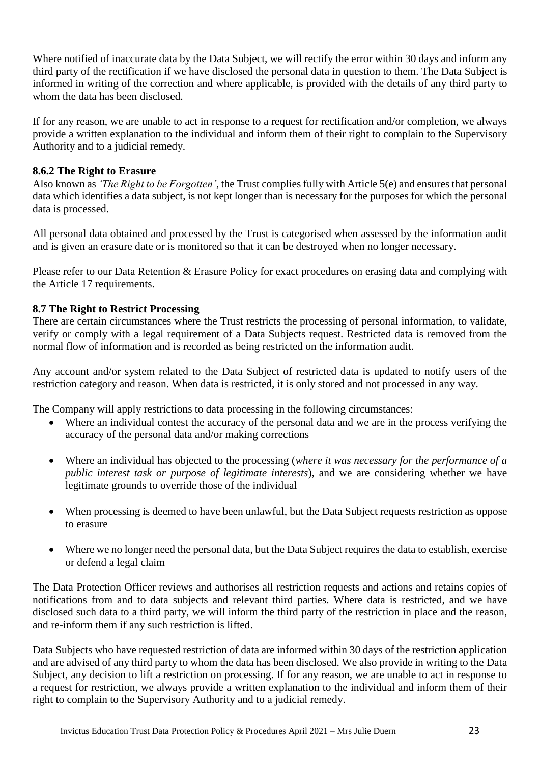Where notified of inaccurate data by the Data Subject, we will rectify the error within 30 days and inform any third party of the rectification if we have disclosed the personal data in question to them. The Data Subject is informed in writing of the correction and where applicable, is provided with the details of any third party to whom the data has been disclosed.

If for any reason, we are unable to act in response to a request for rectification and/or completion, we always provide a written explanation to the individual and inform them of their right to complain to the Supervisory Authority and to a judicial remedy.

### 8.6.2 The Right to Erasure

Also known as *'The Right to be Forgotten'*, the Trust complies fully with Article 5(e) and ensures that personal data which identifies a data subject, is not kept longer than is necessary for the purposes for which the personal data is processed.

All personal data obtained and processed by the Trust is categorised when assessed by the information audit and is given an erasure date or is monitored so that it can be destroyed when no longer necessary.

Please refer to our Data Retention & Erasure Policy for exact procedures on erasing data and complying with the Article 17 requirements.

### 8.7 The Right to Restrict Processing

There are certain circumstances where the Trust restricts the processing of personal information, to validate, verify or comply with a legal requirement of a Data Subjects request. Restricted data is removed from the normal flow of information and is recorded as being restricted on the information audit.

Any account and/or system related to the Data Subject of restricted data is updated to notify users of the restriction category and reason. When data is restricted, it is only stored and not processed in any way.

The Company will apply restrictions to data processing in the following circumstances:

- Where an individual contest the accuracy of the personal data and we are in the process verifying the accuracy of the personal data and/or making corrections
- Where an individual has objected to the processing (*where it was necessary for the performance of a public interest task or purpose of legitimate interests*), and we are considering whether we have legitimate grounds to override those of the individual
- When processing is deemed to have been unlawful, but the Data Subject requests restriction as oppose to erasure
- Where we no longer need the personal data, but the Data Subject requires the data to establish, exercise or defend a legal claim

The Data Protection Officer reviews and authorises all restriction requests and actions and retains copies of notifications from and to data subjects and relevant third parties. Where data is restricted, and we have disclosed such data to a third party, we will inform the third party of the restriction in place and the reason, and re-inform them if any such restriction is lifted.

Data Subjects who have requested restriction of data are informed within 30 days of the restriction application and are advised of any third party to whom the data has been disclosed. We also provide in writing to the Data Subject, any decision to lift a restriction on processing. If for any reason, we are unable to act in response to a request for restriction, we always provide a written explanation to the individual and inform them of their right to complain to the Supervisory Authority and to a judicial remedy.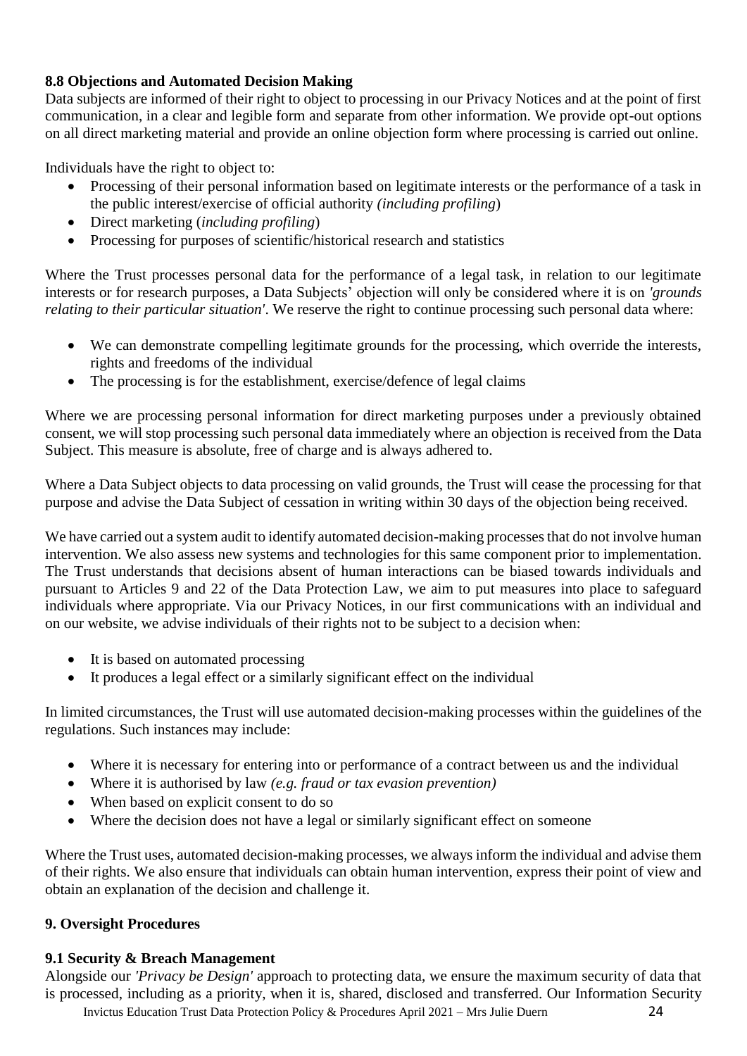### 8.8 Objections and Automated Decision Making

Data subjects are informed of their right to object to processing in our Privacy Notices and at the point of first communication, in a clear and legible form and separate from other information. We provide opt-out options on all direct marketing material and provide an online objection form where processing is carried out online.

Individuals have the right to object to:

- Processing of their personal information based on legitimate interests or the performance of a task in the public interest/exercise of official authority *(including profiling*)
- Direct marketing (*including profiling*)
- Processing for purposes of scientific/historical research and statistics

Where the Trust processes personal data for the performance of a legal task, in relation to our legitimate interests or for research purposes, a Data Subjects' objection will only be considered where it is on *'grounds relating to their particular situation'*. We reserve the right to continue processing such personal data where:

- We can demonstrate compelling legitimate grounds for the processing, which override the interests, rights and freedoms of the individual
- The processing is for the establishment, exercise/defence of legal claims

Where we are processing personal information for direct marketing purposes under a previously obtained consent, we will stop processing such personal data immediately where an objection is received from the Data Subject. This measure is absolute, free of charge and is always adhered to.

Where a Data Subject objects to data processing on valid grounds, the Trust will cease the processing for that purpose and advise the Data Subject of cessation in writing within 30 days of the objection being received.

We have carried out a system audit to identify automated decision-making processes that do not involve human intervention. We also assess new systems and technologies for this same component prior to implementation. The Trust understands that decisions absent of human interactions can be biased towards individuals and pursuant to Articles 9 and 22 of the Data Protection Law, we aim to put measures into place to safeguard individuals where appropriate. Via our Privacy Notices, in our first communications with an individual and on our website, we advise individuals of their rights not to be subject to a decision when:

- It is based on automated processing
- It produces a legal effect or a similarly significant effect on the individual

In limited circumstances, the Trust will use automated decision-making processes within the guidelines of the regulations. Such instances may include:

- Where it is necessary for entering into or performance of a contract between us and the individual
- Where it is authorised by law *(e.g. fraud or tax evasion prevention)*
- When based on explicit consent to do so
- Where the decision does not have a legal or similarly significant effect on someone

Where the Trust uses, automated decision-making processes, we always inform the individual and advise them of their rights. We also ensure that individuals can obtain human intervention, express their point of view and obtain an explanation of the decision and challenge it.

## 9. Oversight Procedures

### 9.1 Security & Breach Management

Alongside our *'Privacy be Design'* approach to protecting data, we ensure the maximum security of data that is processed, including as a priority, when it is, shared, disclosed and transferred. Our Information Security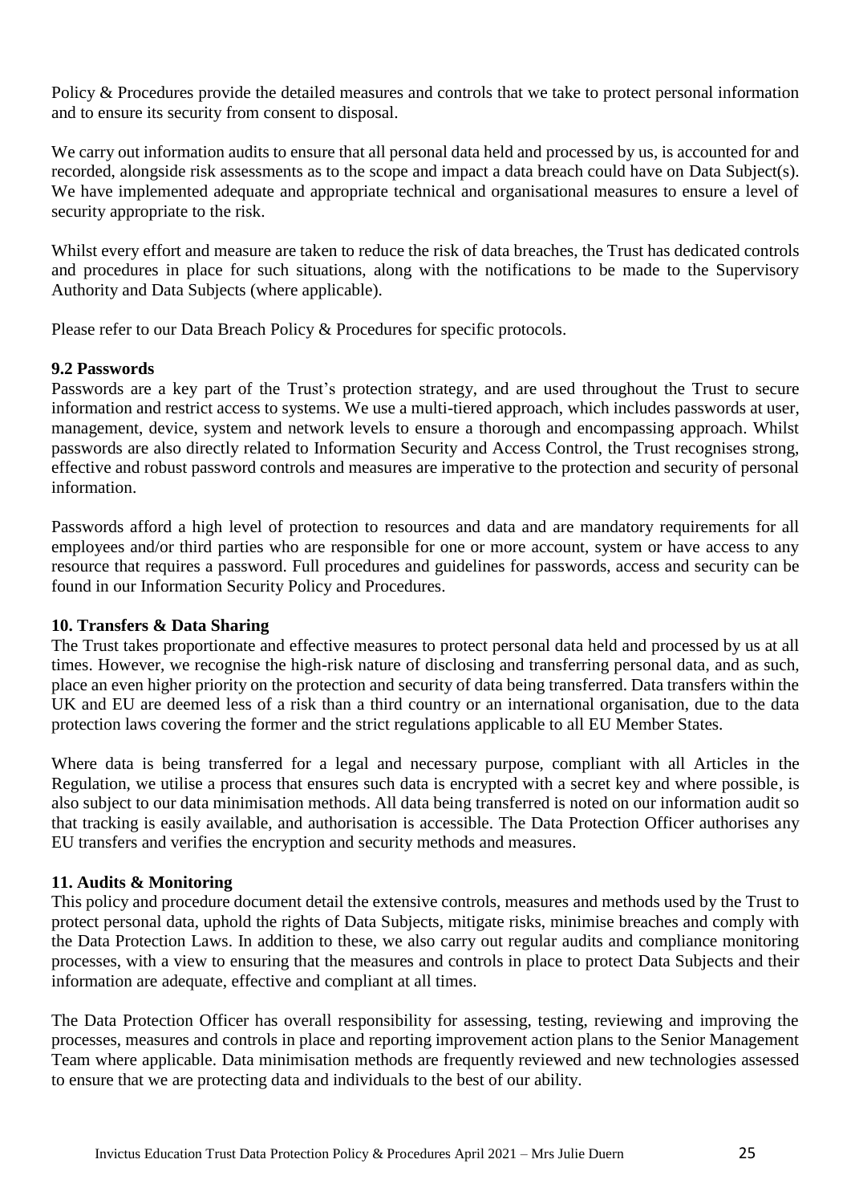Policy & Procedures provide the detailed measures and controls that we take to protect personal information and to ensure its security from consent to disposal.

We carry out information audits to ensure that all personal data held and processed by us, is accounted for and recorded, alongside risk assessments as to the scope and impact a data breach could have on Data Subject(s). We have implemented adequate and appropriate technical and organisational measures to ensure a level of security appropriate to the risk.

Whilst every effort and measure are taken to reduce the risk of data breaches, the Trust has dedicated controls and procedures in place for such situations, along with the notifications to be made to the Supervisory Authority and Data Subjects (where applicable).

Please refer to our Data Breach Policy & Procedures for specific protocols.

### 9.2 Passwords

Passwords are a key part of the Trust's protection strategy, and are used throughout the Trust to secure information and restrict access to systems. We use a multi-tiered approach, which includes passwords at user, management, device, system and network levels to ensure a thorough and encompassing approach. Whilst passwords are also directly related to Information Security and Access Control, the Trust recognises strong, effective and robust password controls and measures are imperative to the protection and security of personal information.

Passwords afford a high level of protection to resources and data and are mandatory requirements for all employees and/or third parties who are responsible for one or more account, system or have access to any resource that requires a password. Full procedures and guidelines for passwords, access and security can be found in our Information Security Policy and Procedures.

## 10. Transfers & Data Sharing

The Trust takes proportionate and effective measures to protect personal data held and processed by us at all times. However, we recognise the high-risk nature of disclosing and transferring personal data, and as such, place an even higher priority on the protection and security of data being transferred. Data transfers within the UK and EU are deemed less of a risk than a third country or an international organisation, due to the data protection laws covering the former and the strict regulations applicable to all EU Member States.

Where data is being transferred for a legal and necessary purpose, compliant with all Articles in the Regulation, we utilise a process that ensures such data is encrypted with a secret key and where possible, is also subject to our data minimisation methods. All data being transferred is noted on our information audit so that tracking is easily available, and authorisation is accessible. The Data Protection Officer authorises any EU transfers and verifies the encryption and security methods and measures.

## 11. Audits & Monitoring

This policy and procedure document detail the extensive controls, measures and methods used by the Trust to protect personal data, uphold the rights of Data Subjects, mitigate risks, minimise breaches and comply with the Data Protection Laws. In addition to these, we also carry out regular audits and compliance monitoring processes, with a view to ensuring that the measures and controls in place to protect Data Subjects and their information are adequate, effective and compliant at all times.

The Data Protection Officer has overall responsibility for assessing, testing, reviewing and improving the processes, measures and controls in place and reporting improvement action plans to the Senior Management Team where applicable. Data minimisation methods are frequently reviewed and new technologies assessed to ensure that we are protecting data and individuals to the best of our ability.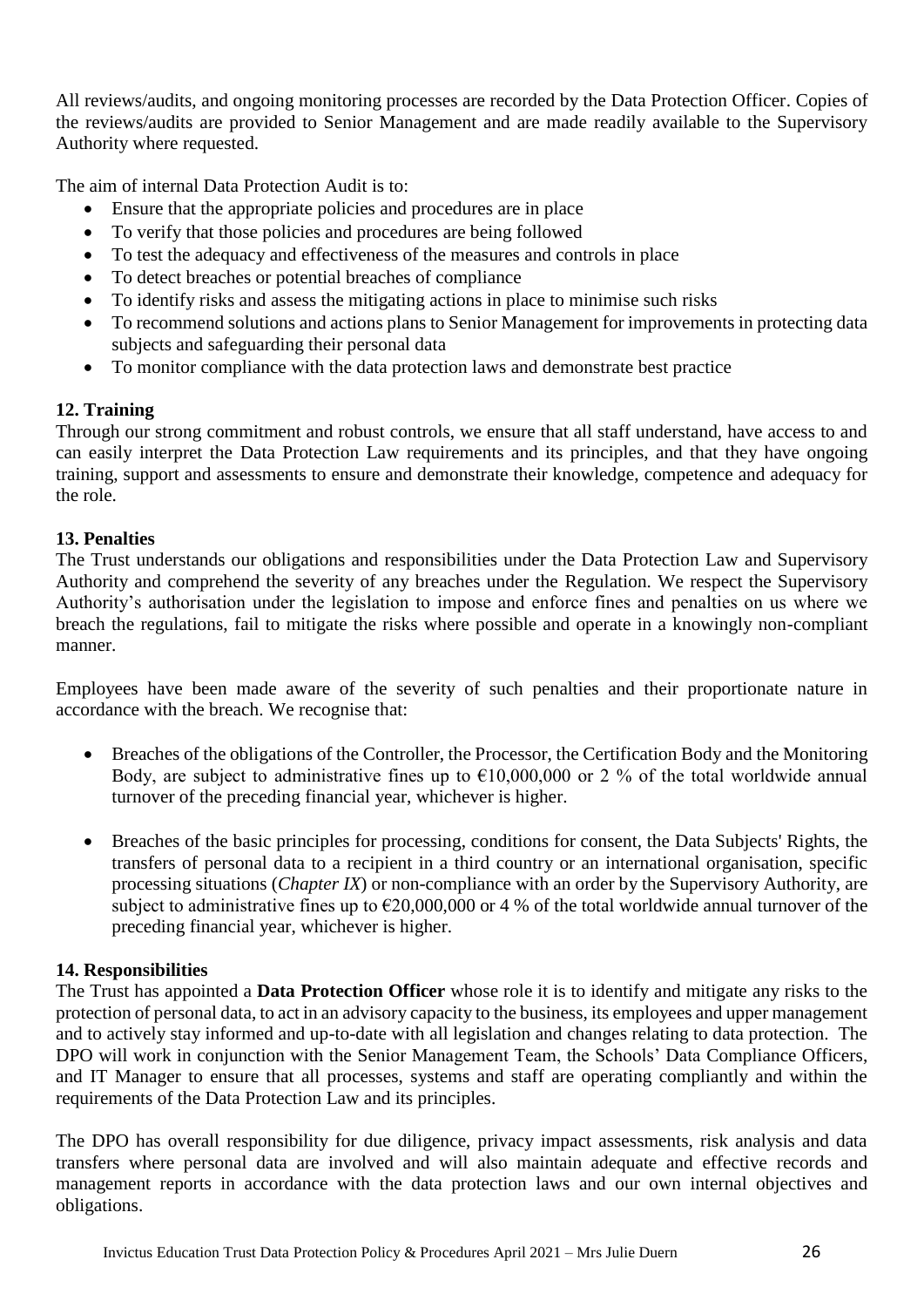All reviews/audits, and ongoing monitoring processes are recorded by the Data Protection Officer. Copies of the reviews/audits are provided to Senior Management and are made readily available to the Supervisory Authority where requested.

The aim of internal Data Protection Audit is to:

- Ensure that the appropriate policies and procedures are in place
- To verify that those policies and procedures are being followed
- To test the adequacy and effectiveness of the measures and controls in place
- To detect breaches or potential breaches of compliance
- To identify risks and assess the mitigating actions in place to minimise such risks
- To recommend solutions and actions plans to Senior Management for improvements in protecting data subjects and safeguarding their personal data
- To monitor compliance with the data protection laws and demonstrate best practice

## 12. Training

Through our strong commitment and robust controls, we ensure that all staff understand, have access to and can easily interpret the Data Protection Law requirements and its principles, and that they have ongoing training, support and assessments to ensure and demonstrate their knowledge, competence and adequacy for the role.

## 13. Penalties

The Trust understands our obligations and responsibilities under the Data Protection Law and Supervisory Authority and comprehend the severity of any breaches under the Regulation. We respect the Supervisory Authority's authorisation under the legislation to impose and enforce fines and penalties on us where we breach the regulations, fail to mitigate the risks where possible and operate in a knowingly non-compliant manner.

Employees have been made aware of the severity of such penalties and their proportionate nature in accordance with the breach. We recognise that:

- Breaches of the obligations of the Controller, the Processor, the Certification Body and the Monitoring Body, are subject to administrative fines up to €10,000,000 or 2 % of the total worldwide annual turnover of the preceding financial year, whichever is higher.

- Breaches of the basic principles for processing, conditions for consent, the Data Subjects' Rights, the transfers of personal data to a recipient in a third country or an international organisation, specific processing situations (*Chapter IX*) or non-compliance with an order by the Supervisory Authority, are subject to administrative fines up to €20,000,000 or 4 % of the total worldwide annual turnover of the preceding financial year, whichever is higher.

## 14. Responsibilities

The Trust has appointed a **Data Protection Officer** whose role it is to identify and mitigate any risks to the protection of personal data, to act in an advisory capacity to the business, its employees and upper management and to actively stay informed and up-to-date with all legislation and changes relating to data protection. The DPO will work in conjunction with the Senior Management Team, the Schools' Data Compliance Officers, and IT Manager to ensure that all processes, systems and staff are operating compliantly and within the requirements of the Data Protection Law and its principles.

The DPO has overall responsibility for due diligence, privacy impact assessments, risk analysis and data transfers where personal data are involved and will also maintain adequate and effective records and management reports in accordance with the data protection laws and our own internal objectives and obligations.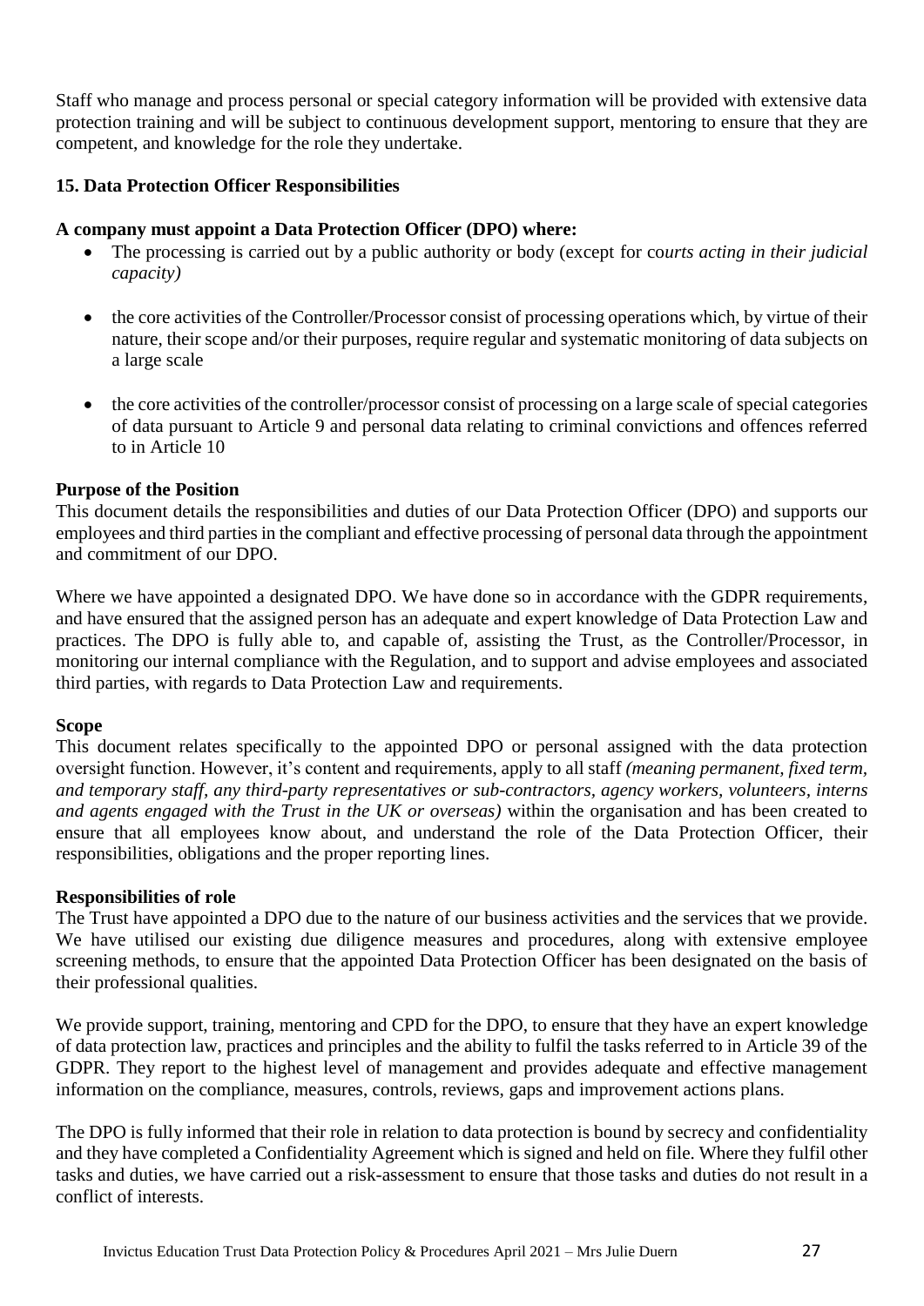Staff who manage and process personal or special category information will be provided with extensive data protection training and will be subject to continuous development support, mentoring to ensure that they are competent, and knowledge for the role they undertake.

## 15. Data Protection Officer Responsibilities

**A company must appoint a Data Protection Officer (DPO) where:**

- The processing is carried out by a public authority or body (except for co*urts acting in their judicial capacity)*
- the core activities of the Controller/Processor consist of processing operations which, by virtue of their nature, their scope and/or their purposes, require regular and systematic monitoring of data subjects on a large scale
- the core activities of the controller/processor consist of processing on a large scale of special categories of data pursuant to Article 9 and personal data relating to criminal convictions and offences referred to in Article 10

**Purpose of the Position**

This document details the responsibilities and duties of our Data Protection Officer (DPO) and supports our employees and third parties in the compliant and effective processing of personal data through the appointment and commitment of our DPO.

Where we have appointed a designated DPO. We have done so in accordance with the GDPR requirements, and have ensured that the assigned person has an adequate and expert knowledge of Data Protection Law and practices. The DPO is fully able to, and capable of, assisting the Trust, as the Controller/Processor, in monitoring our internal compliance with the Regulation, and to support and advise employees and associated third parties, with regards to Data Protection Law and requirements.

**Scope**

This document relates specifically to the appointed DPO or personal assigned with the data protection oversight function. However, it's content and requirements, apply to all staff *(meaning permanent, fixed term, and temporary staff, any third-party representatives or sub-contractors, agency workers, volunteers, interns and agents engaged with the Trust in the UK or overseas)* within the organisation and has been created to ensure that all employees know about, and understand the role of the Data Protection Officer, their responsibilities, obligations and the proper reporting lines.

**Responsibilities of role**

The Trust have appointed a DPO due to the nature of our business activities and the services that we provide. We have utilised our existing due diligence measures and procedures, along with extensive employee screening methods, to ensure that the appointed Data Protection Officer has been designated on the basis of their professional qualities.

We provide support, training, mentoring and CPD for the DPO, to ensure that they have an expert knowledge of data protection law, practices and principles and the ability to fulfil the tasks referred to in Article 39 of the GDPR. They report to the highest level of management and provides adequate and effective management information on the compliance, measures, controls, reviews, gaps and improvement actions plans.

The DPO is fully informed that their role in relation to data protection is bound by secrecy and confidentiality and they have completed a Confidentiality Agreement which is signed and held on file. Where they fulfil other tasks and duties, we have carried out a risk-assessment to ensure that those tasks and duties do not result in a conflict of interests.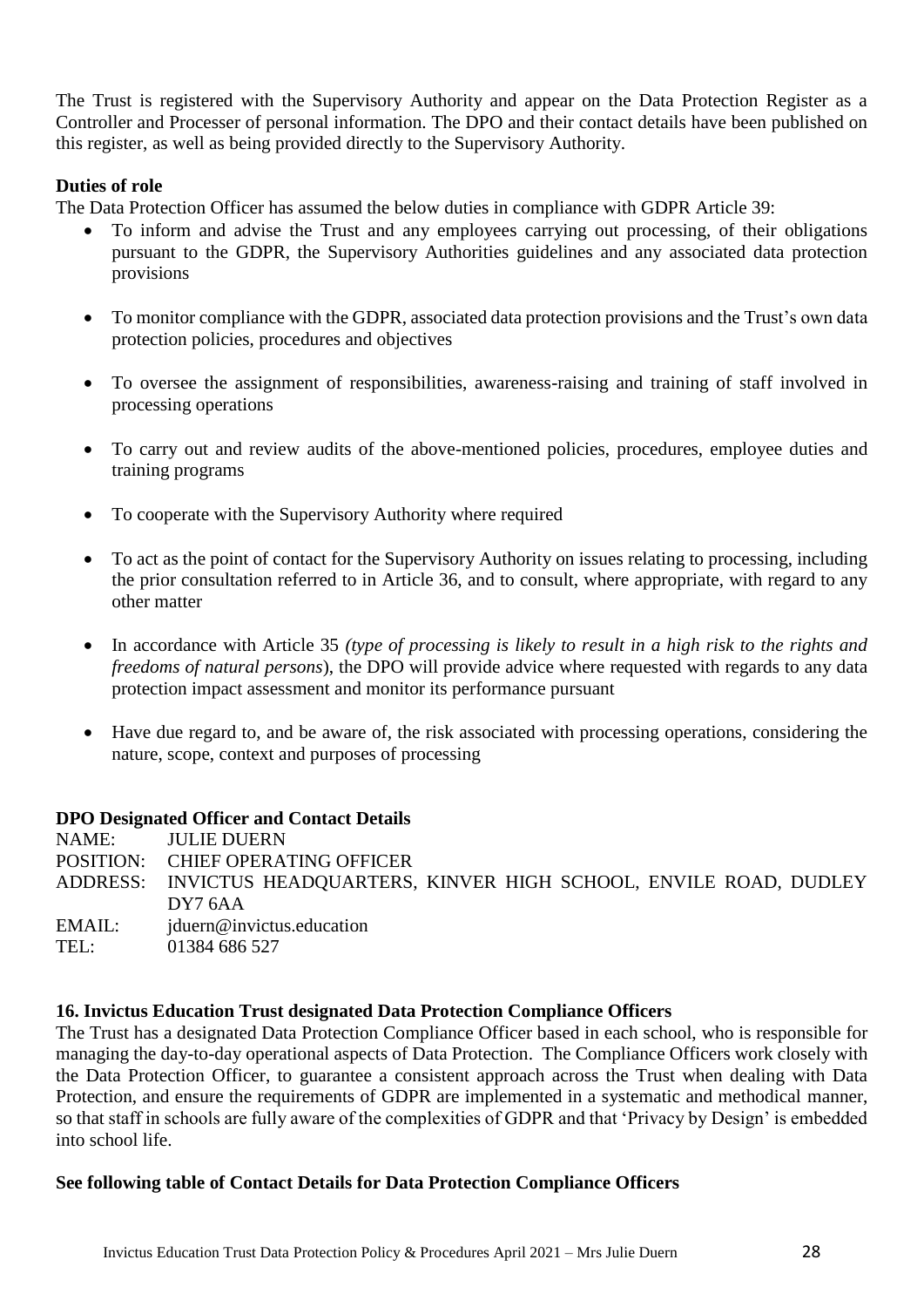The Trust is registered with the Supervisory Authority and appear on the Data Protection Register as a Controller and Processer of personal information. The DPO and their contact details have been published on this register, as well as being provided directly to the Supervisory Authority.

**Duties of role**

The Data Protection Officer has assumed the below duties in compliance with GDPR Article 39:

- To inform and advise the Trust and any employees carrying out processing, of their obligations pursuant to the GDPR, the Supervisory Authorities guidelines and any associated data protection provisions
- To monitor compliance with the GDPR, associated data protection provisions and the Trust's own data protection policies, procedures and objectives
- To oversee the assignment of responsibilities, awareness-raising and training of staff involved in processing operations
- To carry out and review audits of the above-mentioned policies, procedures, employee duties and training programs
- To cooperate with the Supervisory Authority where required
- To act as the point of contact for the Supervisory Authority on issues relating to processing, including the prior consultation referred to in Article 36, and to consult, where appropriate, with regard to any other matter
- In accordance with Article 35 *(type of processing is likely to result in a high risk to the rights and freedoms of natural persons*), the DPO will provide advice where requested with regards to any data protection impact assessment and monitor its performance pursuant
- Have due regard to, and be aware of, the risk associated with processing operations, considering the nature, scope, context and purposes of processing

**DPO Designated Officer and Contact Details**

NAME: JULIE DUERN
POSITION: CHIEF OPERATING OFFICER
ADDRESS: INVICTUS HEADQUARTERS, KINVER HIGH SCHOOL, ENVILE ROAD, DUDLEY DY7 6AA
EMAIL: jduern@invictus.education
TEL: 01384 686 527

**16. Invictus Education Trust designated Data Protection Compliance Officers**

The Trust has a designated Data Protection Compliance Officer based in each school, who is responsible for managing the day-to-day operational aspects of Data Protection. The Compliance Officers work closely with the Data Protection Officer, to guarantee a consistent approach across the Trust when dealing with Data Protection, and ensure the requirements of GDPR are implemented in a systematic and methodical manner, so that staff in schools are fully aware of the complexities of GDPR and that 'Privacy by Design' is embedded into school life.

**See following table of Contact Details for Data Protection Compliance Officers**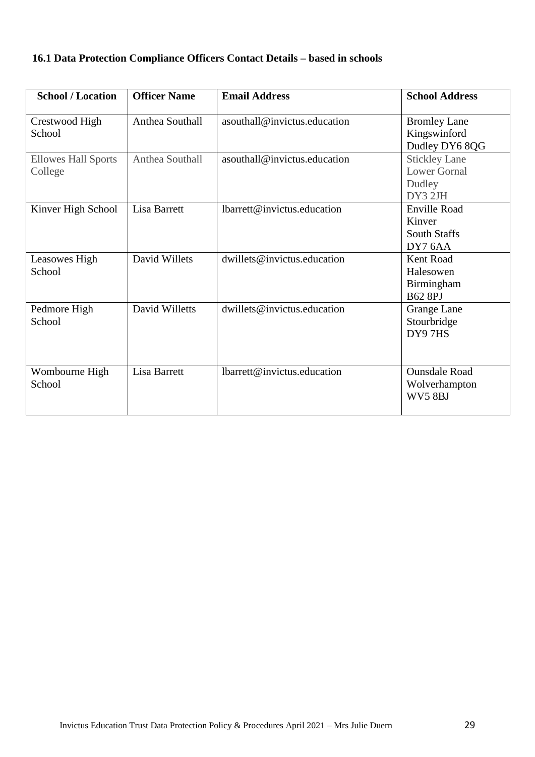### 16.1 Data Protection Compliance Officers Contact Details – based in schools

| School / Location | Officer Name | Email Address | School Address |
|---|---|---|---|
| Crestwood High School | Anthea Southall | asouthall@invictus.education | Bromley Lane<br>Kingswinford<br>Dudley DY6 8QG |
| Ellowes Hall Sports College | Anthea Southall | asouthall@invictus.education | Stickley Lane<br>Lower Gornal<br>Dudley<br>DY3 2JH |
| Kinver High School | Lisa Barrett | lbarrett@invictus.education | Enville Road<br>Kinver<br>South Staffs<br>DY7 6AA |
| Leasowes High School | David Willets | dwillets@invictus.education | Kent Road<br>Halesowen<br>Birmingham<br>B62 8PJ |
| Pedmore High School | David Willetts | dwillets@invictus.education | Grange Lane<br>Stourbridge<br>DY9 7HS |
| Wombourne High School | Lisa Barrett | lbarrett@invictus.education | Ounsdale Road<br>Wolverhampton<br>WV5 8BJ |